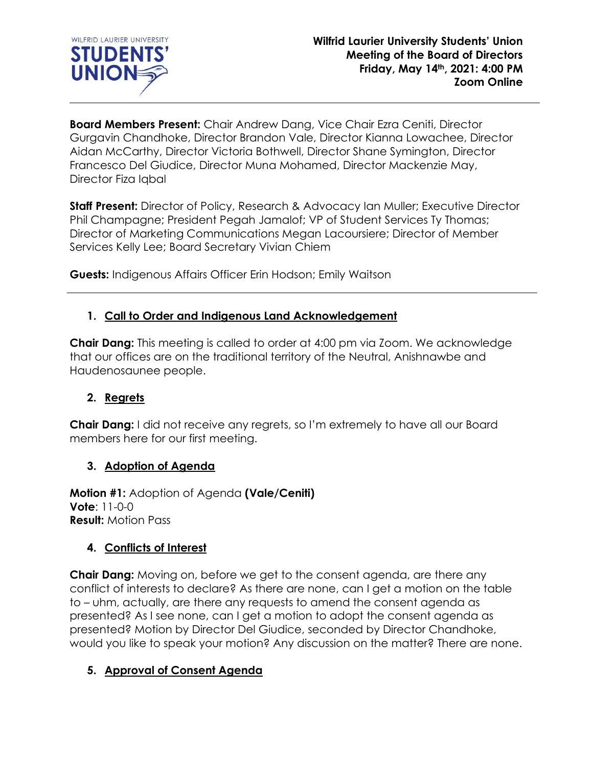**Wilfrid Laurier University Students' Union**
**Meeting of the Board of Directors**
**Friday, May 14th, 2021: 4:00 PM**
**Zoom Online**

---

**Board Members Present:** Chair Andrew Dang, Vice Chair Ezra Ceniti, Director Gurgavin Chandhoke, Director Brandon Vale, Director Kianna Lowachee, Director Aidan McCarthy, Director Victoria Bothwell, Director Shane Symington, Director Francesco Del Giudice, Director Muna Mohamed, Director Mackenzie May, Director Fiza Iqbal

**Staff Present:** Director of Policy, Research & Advocacy Ian Muller; Executive Director Phil Champagne; President Pegah Jamalof; VP of Student Services Ty Thomas; Director of Marketing Communications Megan Lacoursiere; Director of Member Services Kelly Lee; Board Secretary Vivian Chiem

**Guests:** Indigenous Affairs Officer Erin Hodson; Emily Waitson

---

## 1. Call to Order and Indigenous Land Acknowledgement

**Chair Dang:** This meeting is called to order at 4:00 pm via Zoom. We acknowledge that our offices are on the traditional territory of the Neutral, Anishnawbe and Haudenosaunee people.

## 2. Regrets

**Chair Dang:** I did not receive any regrets, so I'm extremely to have all our Board members here for our first meeting.

## 3. Adoption of Agenda

**Motion #1:** Adoption of Agenda **(Vale/Ceniti)**
**Vote**: 11-0-0
**Result:** Motion Pass

## 4. Conflicts of Interest

**Chair Dang:** Moving on, before we get to the consent agenda, are there any conflict of interests to declare? As there are none, can I get a motion on the table to – uhm, actually, are there any requests to amend the consent agenda as presented? As I see none, can I get a motion to adopt the consent agenda as presented? Motion by Director Del Giudice, seconded by Director Chandhoke, would you like to speak your motion? Any discussion on the matter? There are none.

## 5. Approval of Consent Agenda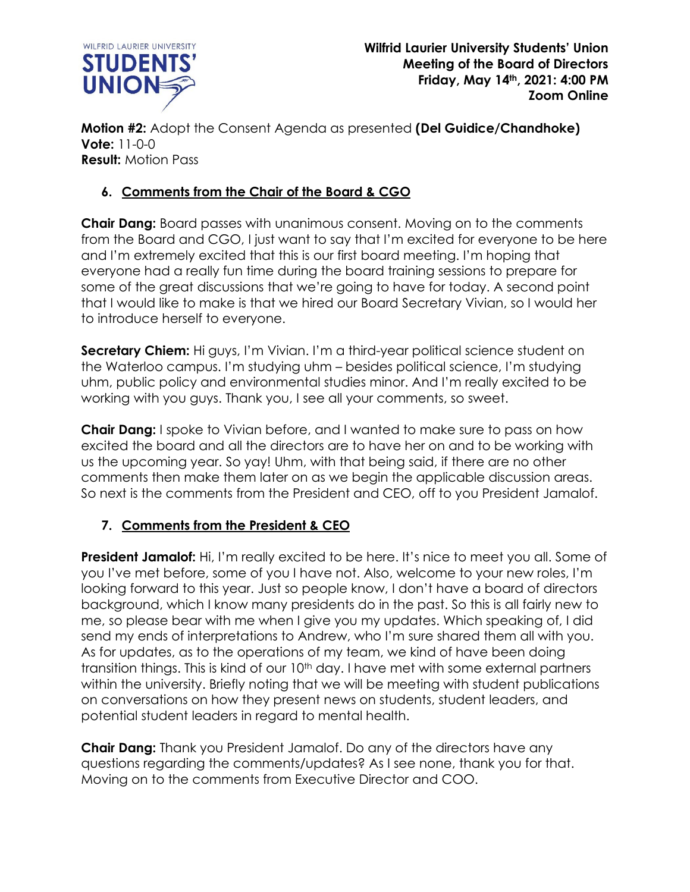**Motion #2:** Adopt the Consent Agenda as presented **(Del Guidice/Chandhoke)**
**Vote:** 11-0-0
**Result:** Motion Pass

## 6. Comments from the Chair of the Board & CGO

**Chair Dang:** Board passes with unanimous consent. Moving on to the comments from the Board and CGO, I just want to say that I'm excited for everyone to be here and I'm extremely excited that this is our first board meeting. I'm hoping that everyone had a really fun time during the board training sessions to prepare for some of the great discussions that we're going to have for today. A second point that I would like to make is that we hired our Board Secretary Vivian, so I would her to introduce herself to everyone.

**Secretary Chiem:** Hi guys, I'm Vivian. I'm a third-year political science student on the Waterloo campus. I'm studying uhm – besides political science, I'm studying uhm, public policy and environmental studies minor. And I'm really excited to be working with you guys. Thank you, I see all your comments, so sweet.

**Chair Dang:** I spoke to Vivian before, and I wanted to make sure to pass on how excited the board and all the directors are to have her on and to be working with us the upcoming year. So yay! Uhm, with that being said, if there are no other comments then make them later on as we begin the applicable discussion areas. So next is the comments from the President and CEO, off to you President Jamalof.

## 7. Comments from the President & CEO

**President Jamalof:** Hi, I'm really excited to be here. It's nice to meet you all. Some of you I've met before, some of you I have not. Also, welcome to your new roles, I'm looking forward to this year. Just so people know, I don't have a board of directors background, which I know many presidents do in the past. So this is all fairly new to me, so please bear with me when I give you my updates. Which speaking of, I did send my ends of interpretations to Andrew, who I'm sure shared them all with you. As for updates, as to the operations of my team, we kind of have been doing transition things. This is kind of our 10th day. I have met with some external partners within the university. Briefly noting that we will be meeting with student publications on conversations on how they present news on students, student leaders, and potential student leaders in regard to mental health.

**Chair Dang:** Thank you President Jamalof. Do any of the directors have any questions regarding the comments/updates? As I see none, thank you for that. Moving on to the comments from Executive Director and COO.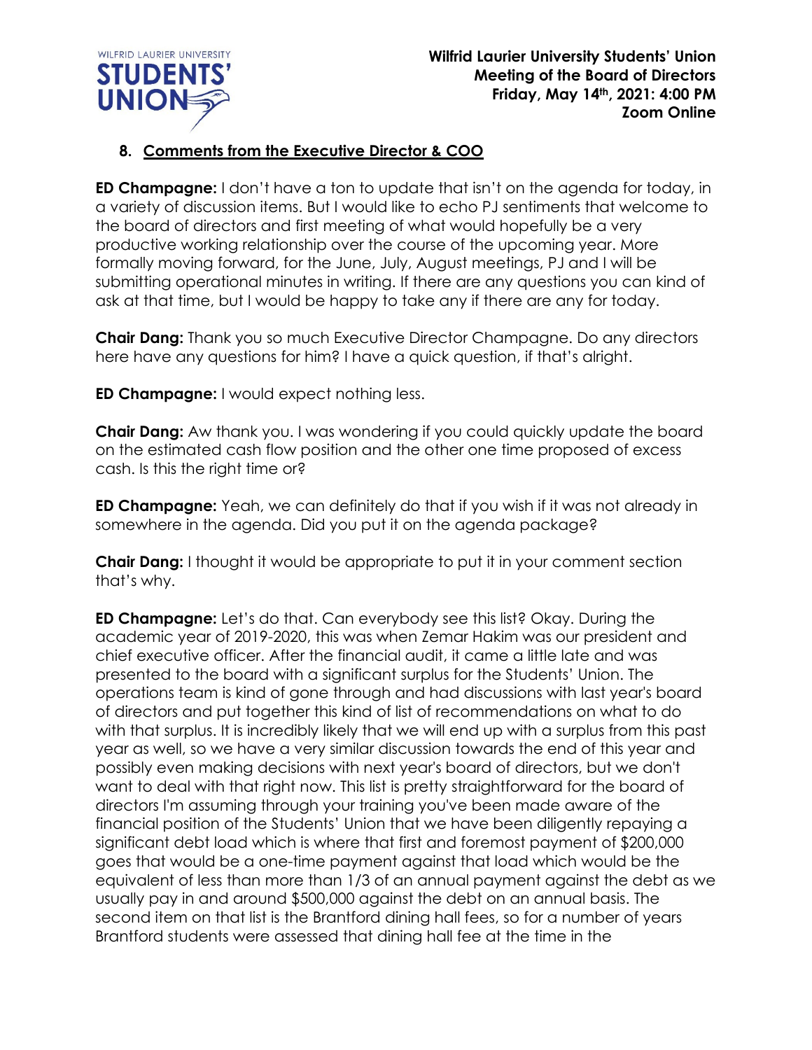## 8. Comments from the Executive Director & COO

**ED Champagne:** I don't have a ton to update that isn't on the agenda for today, in a variety of discussion items. But I would like to echo PJ sentiments that welcome to the board of directors and first meeting of what would hopefully be a very productive working relationship over the course of the upcoming year. More formally moving forward, for the June, July, August meetings, PJ and I will be submitting operational minutes in writing. If there are any questions you can kind of ask at that time, but I would be happy to take any if there are any for today.

**Chair Dang:** Thank you so much Executive Director Champagne. Do any directors here have any questions for him? I have a quick question, if that's alright.

**ED Champagne:** I would expect nothing less.

**Chair Dang:** Aw thank you. I was wondering if you could quickly update the board on the estimated cash flow position and the other one time proposed of excess cash. Is this the right time or?

**ED Champagne:** Yeah, we can definitely do that if you wish if it was not already in somewhere in the agenda. Did you put it on the agenda package?

**Chair Dang:** I thought it would be appropriate to put it in your comment section that's why.

**ED Champagne:** Let's do that. Can everybody see this list? Okay. During the academic year of 2019-2020, this was when Zemar Hakim was our president and chief executive officer. After the financial audit, it came a little late and was presented to the board with a significant surplus for the Students' Union. The operations team is kind of gone through and had discussions with last year's board of directors and put together this kind of list of recommendations on what to do with that surplus. It is incredibly likely that we will end up with a surplus from this past year as well, so we have a very similar discussion towards the end of this year and possibly even making decisions with next year's board of directors, but we don't want to deal with that right now. This list is pretty straightforward for the board of directors I'm assuming through your training you've been made aware of the financial position of the Students' Union that we have been diligently repaying a significant debt load which is where that first and foremost payment of $200,000 goes that would be a one-time payment against that load which would be the equivalent of less than more than 1/3 of an annual payment against the debt as we usually pay in and around $500,000 against the debt on an annual basis. The second item on that list is the Brantford dining hall fees, so for a number of years Brantford students were assessed that dining hall fee at the time in the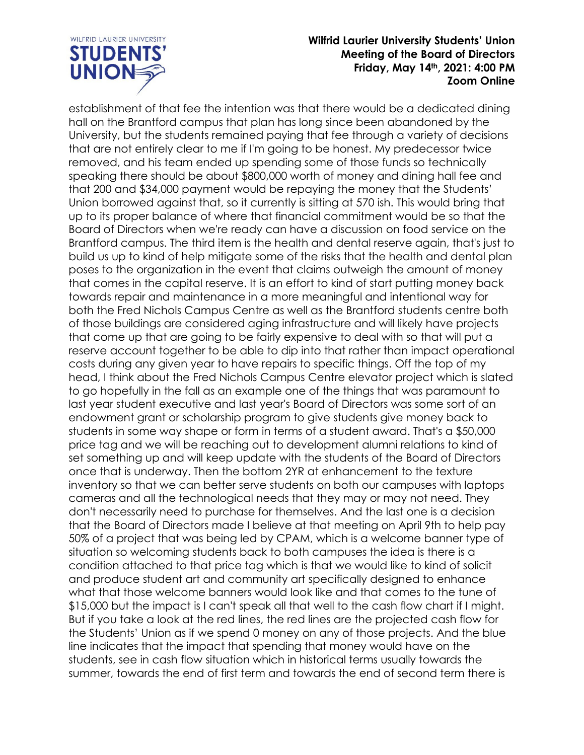establishment of that fee the intention was that there would be a dedicated dining hall on the Brantford campus that plan has long since been abandoned by the University, but the students remained paying that fee through a variety of decisions that are not entirely clear to me if I'm going to be honest. My predecessor twice removed, and his team ended up spending some of those funds so technically speaking there should be about $800,000 worth of money and dining hall fee and that 200 and $34,000 payment would be repaying the money that the Students' Union borrowed against that, so it currently is sitting at 570 ish. This would bring that up to its proper balance of where that financial commitment would be so that the Board of Directors when we're ready can have a discussion on food service on the Brantford campus. The third item is the health and dental reserve again, that's just to build us up to kind of help mitigate some of the risks that the health and dental plan poses to the organization in the event that claims outweigh the amount of money that comes in the capital reserve. It is an effort to kind of start putting money back towards repair and maintenance in a more meaningful and intentional way for both the Fred Nichols Campus Centre as well as the Brantford students centre both of those buildings are considered aging infrastructure and will likely have projects that come up that are going to be fairly expensive to deal with so that will put a reserve account together to be able to dip into that rather than impact operational costs during any given year to have repairs to specific things. Off the top of my head, I think about the Fred Nichols Campus Centre elevator project which is slated to go hopefully in the fall as an example one of the things that was paramount to last year student executive and last year's Board of Directors was some sort of an endowment grant or scholarship program to give students give money back to students in some way shape or form in terms of a student award. That's a $50,000 price tag and we will be reaching out to development alumni relations to kind of set something up and will keep update with the students of the Board of Directors once that is underway. Then the bottom 2YR at enhancement to the texture inventory so that we can better serve students on both our campuses with laptops cameras and all the technological needs that they may or may not need. They don't necessarily need to purchase for themselves. And the last one is a decision that the Board of Directors made I believe at that meeting on April 9th to help pay 50% of a project that was being led by CPAM, which is a welcome banner type of situation so welcoming students back to both campuses the idea is there is a condition attached to that price tag which is that we would like to kind of solicit and produce student art and community art specifically designed to enhance what that those welcome banners would look like and that comes to the tune of $15,000 but the impact is I can't speak all that well to the cash flow chart if I might. But if you take a look at the red lines, the red lines are the projected cash flow for the Students' Union as if we spend 0 money on any of those projects. And the blue line indicates that the impact that spending that money would have on the students, see in cash flow situation which in historical terms usually towards the summer, towards the end of first term and towards the end of second term there is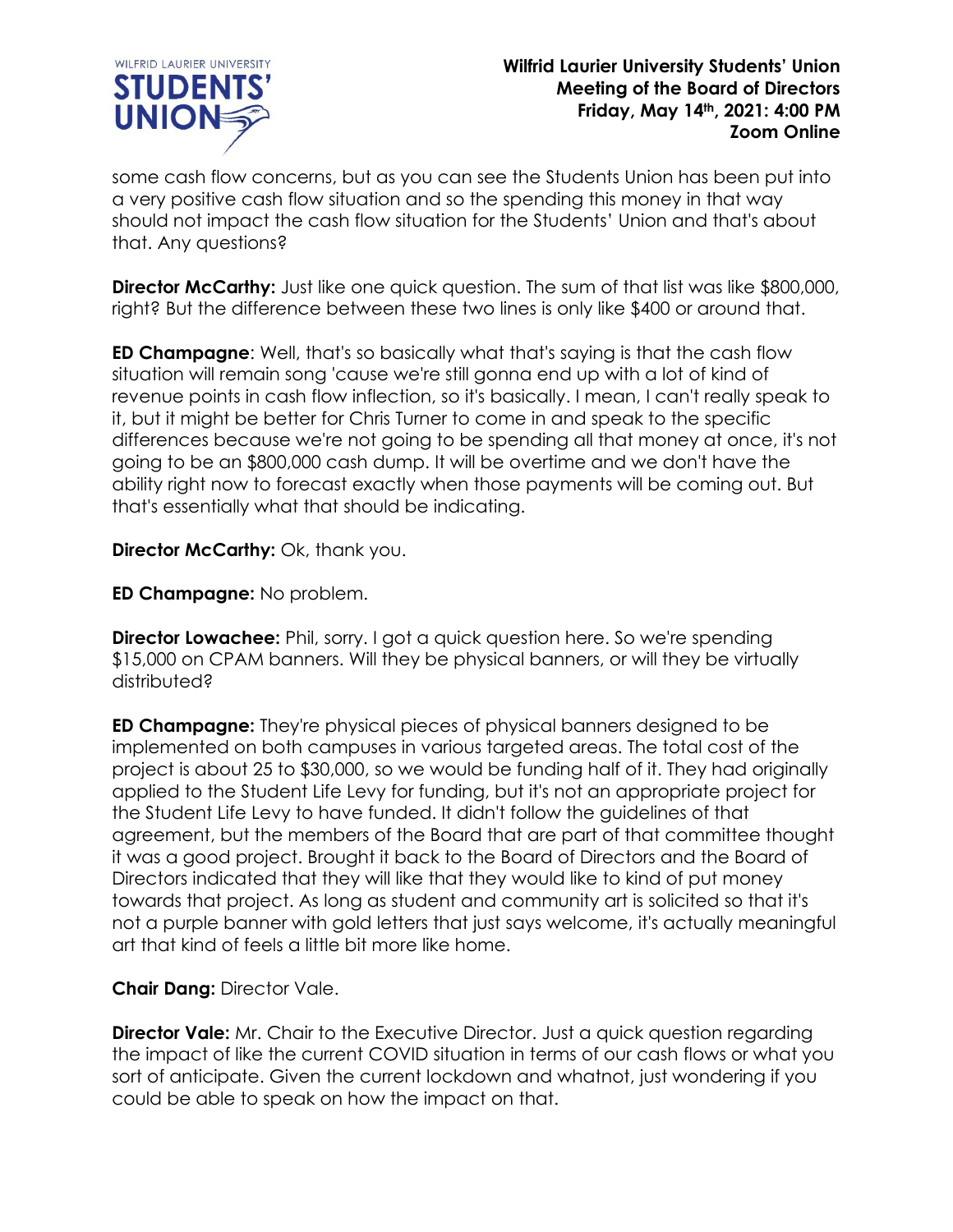some cash flow concerns, but as you can see the Students Union has been put into a very positive cash flow situation and so the spending this money in that way should not impact the cash flow situation for the Students' Union and that's about that. Any questions?

**Director McCarthy:** Just like one quick question. The sum of that list was like $800,000, right? But the difference between these two lines is only like $400 or around that.

**ED Champagne**: Well, that's so basically what that's saying is that the cash flow situation will remain song 'cause we're still gonna end up with a lot of kind of revenue points in cash flow inflection, so it's basically. I mean, I can't really speak to it, but it might be better for Chris Turner to come in and speak to the specific differences because we're not going to be spending all that money at once, it's not going to be an $800,000 cash dump. It will be overtime and we don't have the ability right now to forecast exactly when those payments will be coming out. But that's essentially what that should be indicating.

**Director McCarthy:** Ok, thank you.

**ED Champagne:** No problem.

**Director Lowachee:** Phil, sorry. I got a quick question here. So we're spending $15,000 on CPAM banners. Will they be physical banners, or will they be virtually distributed?

**ED Champagne:** They're physical pieces of physical banners designed to be implemented on both campuses in various targeted areas. The total cost of the project is about 25 to $30,000, so we would be funding half of it. They had originally applied to the Student Life Levy for funding, but it's not an appropriate project for the Student Life Levy to have funded. It didn't follow the guidelines of that agreement, but the members of the Board that are part of that committee thought it was a good project. Brought it back to the Board of Directors and the Board of Directors indicated that they will like that they would like to kind of put money towards that project. As long as student and community art is solicited so that it's not a purple banner with gold letters that just says welcome, it's actually meaningful art that kind of feels a little bit more like home.

**Chair Dang:** Director Vale.

**Director Vale:** Mr. Chair to the Executive Director. Just a quick question regarding the impact of like the current COVID situation in terms of our cash flows or what you sort of anticipate. Given the current lockdown and whatnot, just wondering if you could be able to speak on how the impact on that.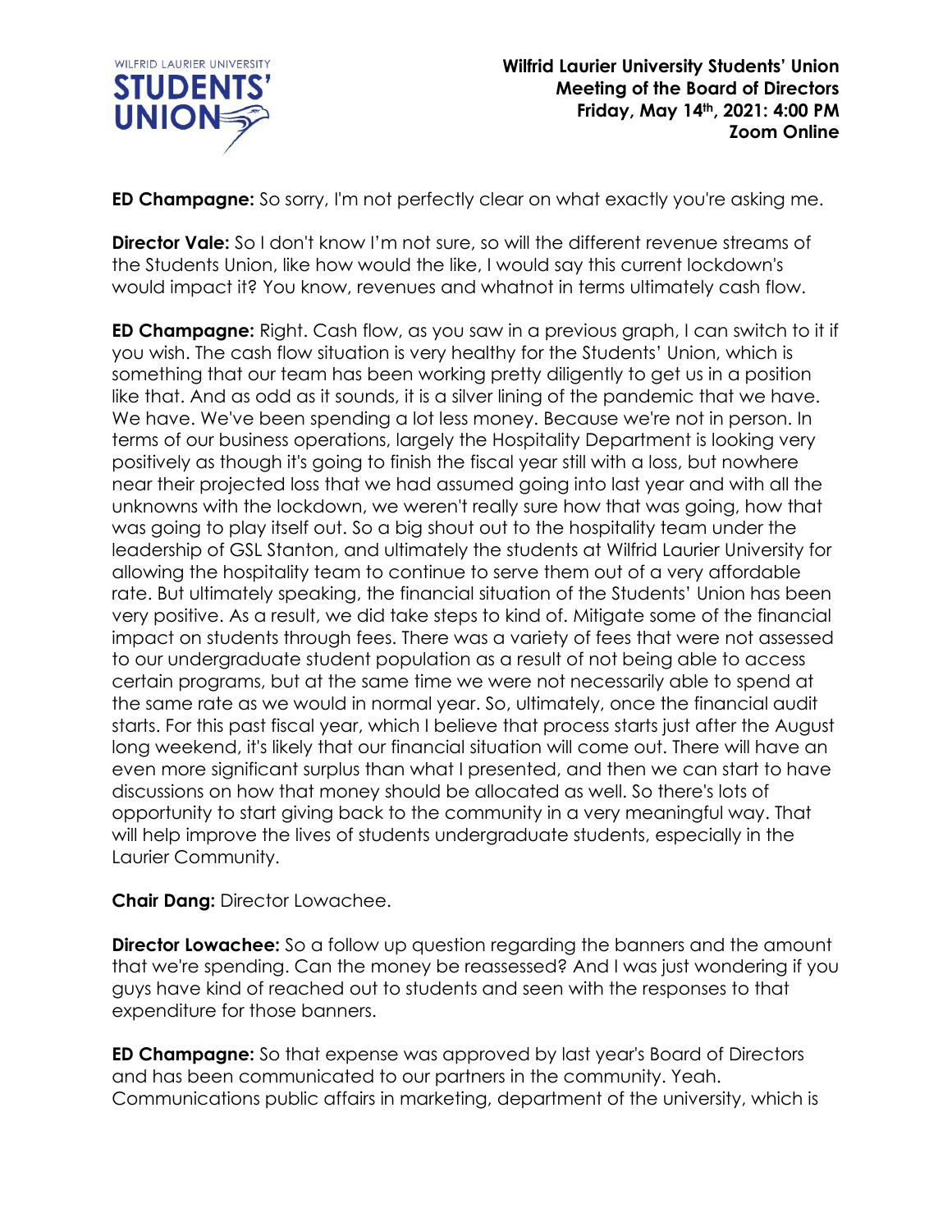**ED Champagne:** So sorry, I'm not perfectly clear on what exactly you're asking me.

**Director Vale:** So I don't know I'm not sure, so will the different revenue streams of the Students Union, like how would the like, I would say this current lockdown's would impact it? You know, revenues and whatnot in terms ultimately cash flow.

**ED Champagne:** Right. Cash flow, as you saw in a previous graph, I can switch to it if you wish. The cash flow situation is very healthy for the Students' Union, which is something that our team has been working pretty diligently to get us in a position like that. And as odd as it sounds, it is a silver lining of the pandemic that we have. We have. We've been spending a lot less money. Because we're not in person. In terms of our business operations, largely the Hospitality Department is looking very positively as though it's going to finish the fiscal year still with a loss, but nowhere near their projected loss that we had assumed going into last year and with all the unknowns with the lockdown, we weren't really sure how that was going, how that was going to play itself out. So a big shout out to the hospitality team under the leadership of GSL Stanton, and ultimately the students at Wilfrid Laurier University for allowing the hospitality team to continue to serve them out of a very affordable rate. But ultimately speaking, the financial situation of the Students' Union has been very positive. As a result, we did take steps to kind of. Mitigate some of the financial impact on students through fees. There was a variety of fees that were not assessed to our undergraduate student population as a result of not being able to access certain programs, but at the same time we were not necessarily able to spend at the same rate as we would in normal year. So, ultimately, once the financial audit starts. For this past fiscal year, which I believe that process starts just after the August long weekend, it's likely that our financial situation will come out. There will have an even more significant surplus than what I presented, and then we can start to have discussions on how that money should be allocated as well. So there's lots of opportunity to start giving back to the community in a very meaningful way. That will help improve the lives of students undergraduate students, especially in the Laurier Community.

**Chair Dang:** Director Lowachee.

**Director Lowachee:** So a follow up question regarding the banners and the amount that we're spending. Can the money be reassessed? And I was just wondering if you guys have kind of reached out to students and seen with the responses to that expenditure for those banners.

**ED Champagne:** So that expense was approved by last year's Board of Directors and has been communicated to our partners in the community. Yeah. Communications public affairs in marketing, department of the university, which is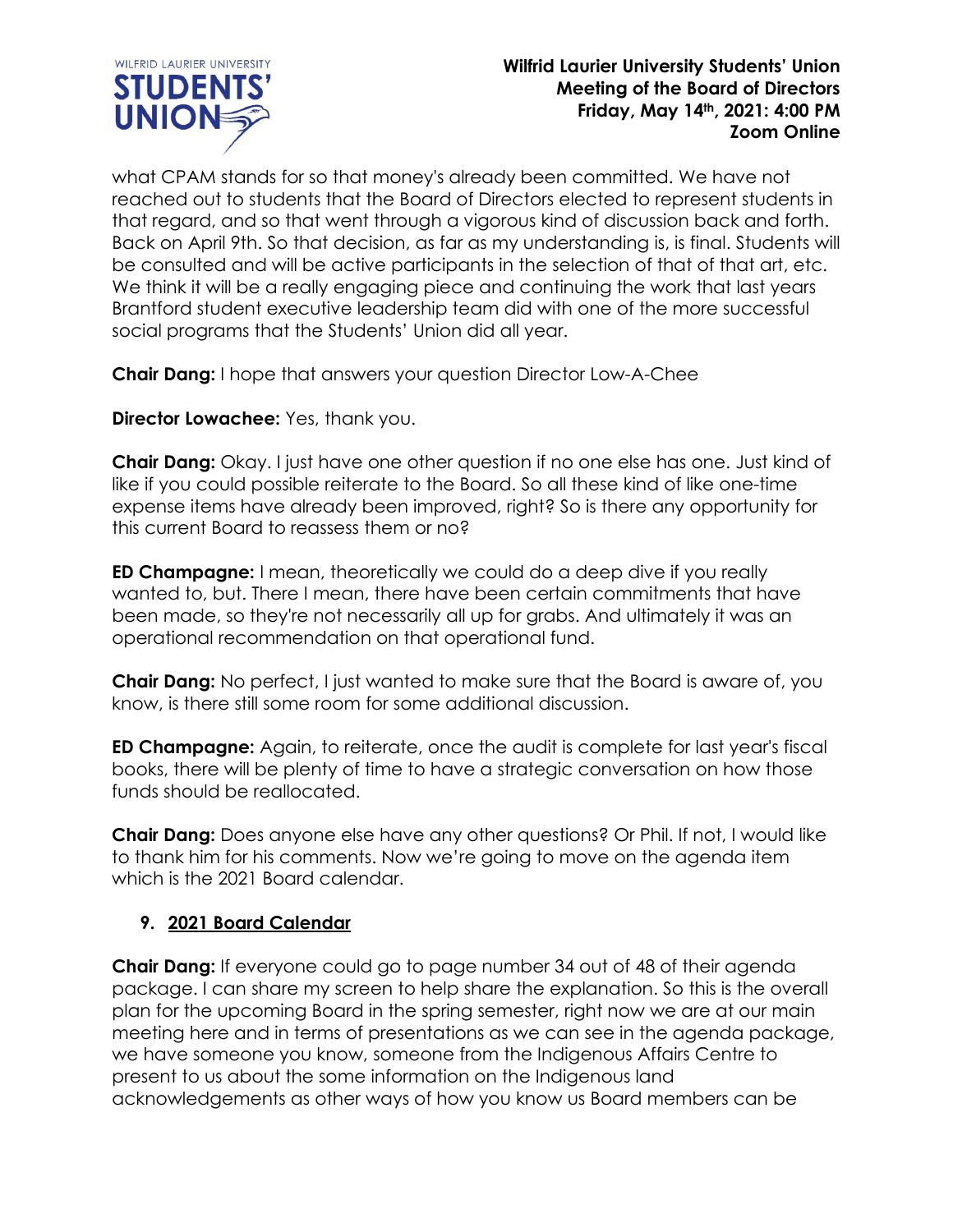what CPAM stands for so that money's already been committed. We have not reached out to students that the Board of Directors elected to represent students in that regard, and so that went through a vigorous kind of discussion back and forth. Back on April 9th. So that decision, as far as my understanding is, is final. Students will be consulted and will be active participants in the selection of that of that art, etc. We think it will be a really engaging piece and continuing the work that last years Brantford student executive leadership team did with one of the more successful social programs that the Students' Union did all year.

**Chair Dang:** I hope that answers your question Director Low-A-Chee

**Director Lowachee:** Yes, thank you.

**Chair Dang:** Okay. I just have one other question if no one else has one. Just kind of like if you could possible reiterate to the Board. So all these kind of like one-time expense items have already been improved, right? So is there any opportunity for this current Board to reassess them or no?

**ED Champagne:** I mean, theoretically we could do a deep dive if you really wanted to, but. There I mean, there have been certain commitments that have been made, so they're not necessarily all up for grabs. And ultimately it was an operational recommendation on that operational fund.

**Chair Dang:** No perfect, I just wanted to make sure that the Board is aware of, you know, is there still some room for some additional discussion.

**ED Champagne:** Again, to reiterate, once the audit is complete for last year's fiscal books, there will be plenty of time to have a strategic conversation on how those funds should be reallocated.

**Chair Dang:** Does anyone else have any other questions? Or Phil. If not, I would like to thank him for his comments. Now we're going to move on the agenda item which is the 2021 Board calendar.

9. **2021 Board Calendar**

**Chair Dang:** If everyone could go to page number 34 out of 48 of their agenda package. I can share my screen to help share the explanation. So this is the overall plan for the upcoming Board in the spring semester, right now we are at our main meeting here and in terms of presentations as we can see in the agenda package, we have someone you know, someone from the Indigenous Affairs Centre to present to us about the some information on the Indigenous land acknowledgements as other ways of how you know us Board members can be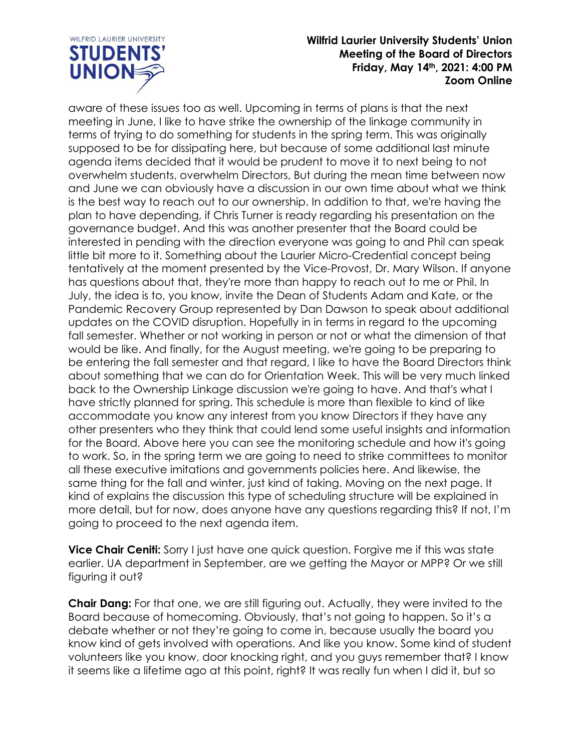aware of these issues too as well. Upcoming in terms of plans is that the next meeting in June, I like to have strike the ownership of the linkage community in terms of trying to do something for students in the spring term. This was originally supposed to be for dissipating here, but because of some additional last minute agenda items decided that it would be prudent to move it to next being to not overwhelm students, overwhelm Directors, But during the mean time between now and June we can obviously have a discussion in our own time about what we think is the best way to reach out to our ownership. In addition to that, we're having the plan to have depending, if Chris Turner is ready regarding his presentation on the governance budget. And this was another presenter that the Board could be interested in pending with the direction everyone was going to and Phil can speak little bit more to it. Something about the Laurier Micro-Credential concept being tentatively at the moment presented by the Vice-Provost, Dr. Mary Wilson. If anyone has questions about that, they're more than happy to reach out to me or Phil. In July, the idea is to, you know, invite the Dean of Students Adam and Kate, or the Pandemic Recovery Group represented by Dan Dawson to speak about additional updates on the COVID disruption. Hopefully in in terms in regard to the upcoming fall semester. Whether or not working in person or not or what the dimension of that would be like. And finally, for the August meeting, we're going to be preparing to be entering the fall semester and that regard, I like to have the Board Directors think about something that we can do for Orientation Week. This will be very much linked back to the Ownership Linkage discussion we're going to have. And that's what I have strictly planned for spring. This schedule is more than flexible to kind of like accommodate you know any interest from you know Directors if they have any other presenters who they think that could lend some useful insights and information for the Board. Above here you can see the monitoring schedule and how it's going to work. So, in the spring term we are going to need to strike committees to monitor all these executive imitations and governments policies here. And likewise, the same thing for the fall and winter, just kind of taking. Moving on the next page. It kind of explains the discussion this type of scheduling structure will be explained in more detail, but for now, does anyone have any questions regarding this? If not, I'm going to proceed to the next agenda item.

**Vice Chair Ceniti:** Sorry I just have one quick question. Forgive me if this was state earlier. UA department in September, are we getting the Mayor or MPP? Or we still figuring it out?

**Chair Dang:** For that one, we are still figuring out. Actually, they were invited to the Board because of homecoming. Obviously, that's not going to happen. So it's a debate whether or not they're going to come in, because usually the board you know kind of gets involved with operations. And like you know. Some kind of student volunteers like you know, door knocking right, and you guys remember that? I know it seems like a lifetime ago at this point, right? It was really fun when I did it, but so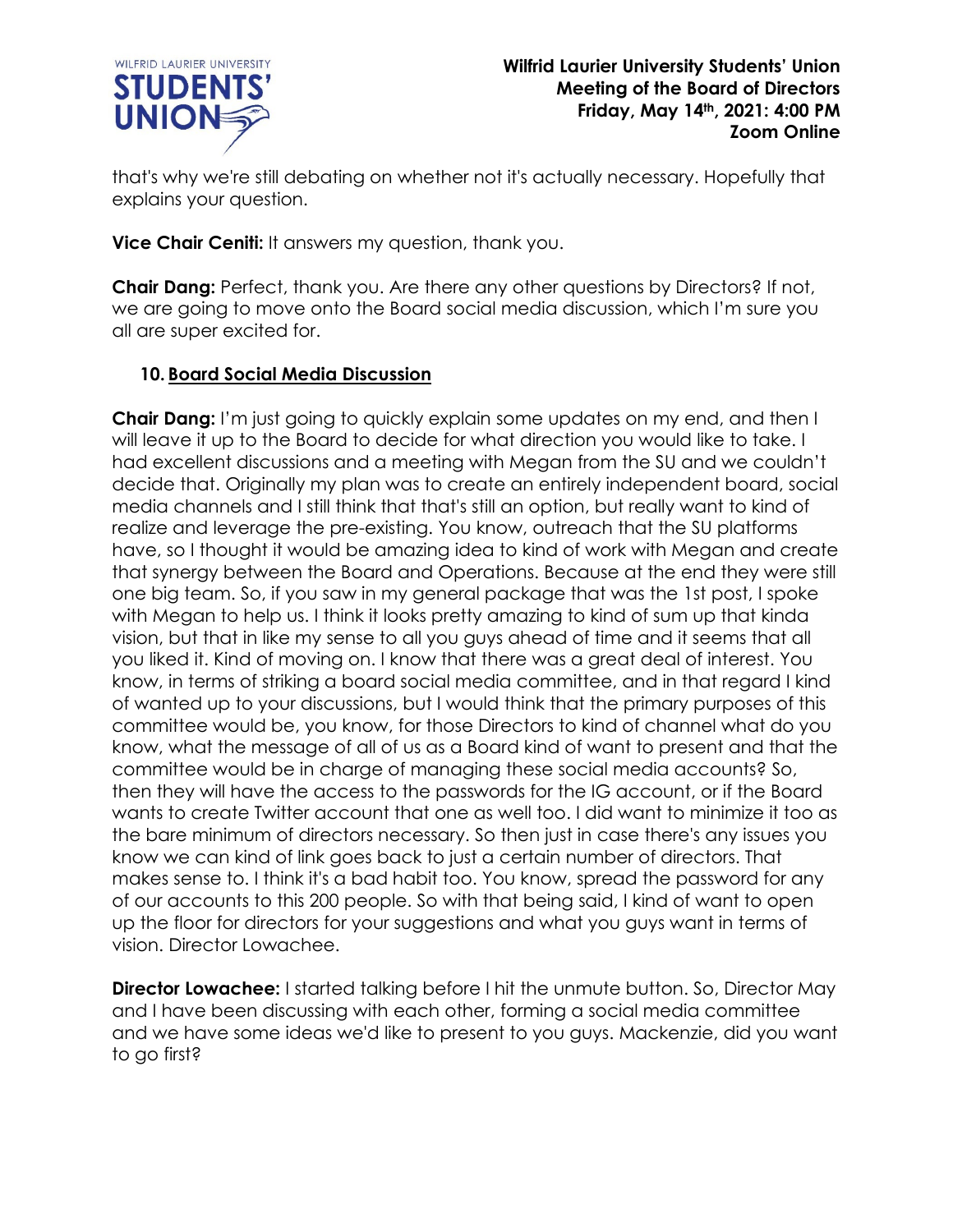that's why we're still debating on whether not it's actually necessary. Hopefully that explains your question.

**Vice Chair Ceniti:** It answers my question, thank you.

**Chair Dang:** Perfect, thank you. Are there any other questions by Directors? If not, we are going to move onto the Board social media discussion, which I'm sure you all are super excited for.

## 10. Board Social Media Discussion

**Chair Dang:** I'm just going to quickly explain some updates on my end, and then I will leave it up to the Board to decide for what direction you would like to take. I had excellent discussions and a meeting with Megan from the SU and we couldn't decide that. Originally my plan was to create an entirely independent board, social media channels and I still think that that's still an option, but really want to kind of realize and leverage the pre-existing. You know, outreach that the SU platforms have, so I thought it would be amazing idea to kind of work with Megan and create that synergy between the Board and Operations. Because at the end they were still one big team. So, if you saw in my general package that was the 1st post, I spoke with Megan to help us. I think it looks pretty amazing to kind of sum up that kinda vision, but that in like my sense to all you guys ahead of time and it seems that all you liked it. Kind of moving on. I know that there was a great deal of interest. You know, in terms of striking a board social media committee, and in that regard I kind of wanted up to your discussions, but I would think that the primary purposes of this committee would be, you know, for those Directors to kind of channel what do you know, what the message of all of us as a Board kind of want to present and that the committee would be in charge of managing these social media accounts? So, then they will have the access to the passwords for the IG account, or if the Board wants to create Twitter account that one as well too. I did want to minimize it too as the bare minimum of directors necessary. So then just in case there's any issues you know we can kind of link goes back to just a certain number of directors. That makes sense to. I think it's a bad habit too. You know, spread the password for any of our accounts to this 200 people. So with that being said, I kind of want to open up the floor for directors for your suggestions and what you guys want in terms of vision. Director Lowachee.

**Director Lowachee:** I started talking before I hit the unmute button. So, Director May and I have been discussing with each other, forming a social media committee and we have some ideas we'd like to present to you guys. Mackenzie, did you want to go first?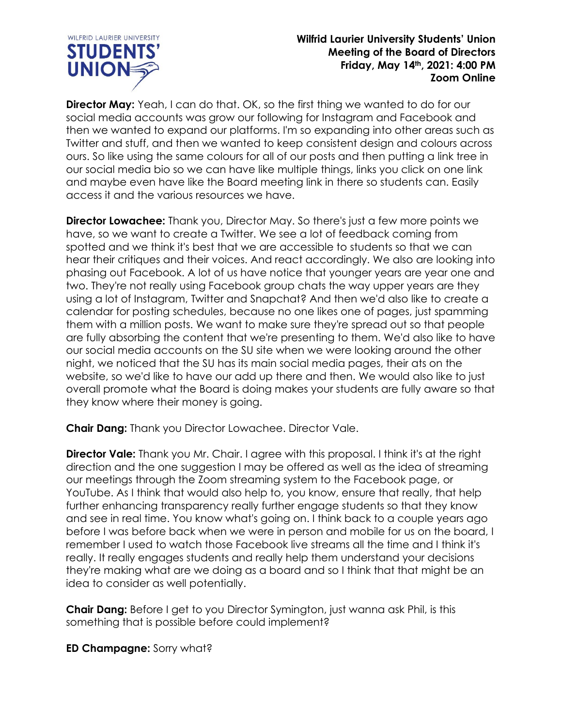**Director May:** Yeah, I can do that. OK, so the first thing we wanted to do for our social media accounts was grow our following for Instagram and Facebook and then we wanted to expand our platforms. I'm so expanding into other areas such as Twitter and stuff, and then we wanted to keep consistent design and colours across ours. So like using the same colours for all of our posts and then putting a link tree in our social media bio so we can have like multiple things, links you click on one link and maybe even have like the Board meeting link in there so students can. Easily access it and the various resources we have.

**Director Lowachee:** Thank you, Director May. So there's just a few more points we have, so we want to create a Twitter. We see a lot of feedback coming from spotted and we think it's best that we are accessible to students so that we can hear their critiques and their voices. And react accordingly. We also are looking into phasing out Facebook. A lot of us have notice that younger years are year one and two. They're not really using Facebook group chats the way upper years are they using a lot of Instagram, Twitter and Snapchat? And then we'd also like to create a calendar for posting schedules, because no one likes one of pages, just spamming them with a million posts. We want to make sure they're spread out so that people are fully absorbing the content that we're presenting to them. We'd also like to have our social media accounts on the SU site when we were looking around the other night, we noticed that the SU has its main social media pages, their ats on the website, so we'd like to have our add up there and then. We would also like to just overall promote what the Board is doing makes your students are fully aware so that they know where their money is going.

**Chair Dang:** Thank you Director Lowachee. Director Vale.

**Director Vale:** Thank you Mr. Chair. I agree with this proposal. I think it's at the right direction and the one suggestion I may be offered as well as the idea of streaming our meetings through the Zoom streaming system to the Facebook page, or YouTube. As I think that would also help to, you know, ensure that really, that help further enhancing transparency really further engage students so that they know and see in real time. You know what's going on. I think back to a couple years ago before I was before back when we were in person and mobile for us on the board, I remember I used to watch those Facebook live streams all the time and I think it's really. It really engages students and really help them understand your decisions they're making what are we doing as a board and so I think that that might be an idea to consider as well potentially.

**Chair Dang:** Before I get to you Director Symington, just wanna ask Phil, is this something that is possible before could implement?

**ED Champagne:** Sorry what?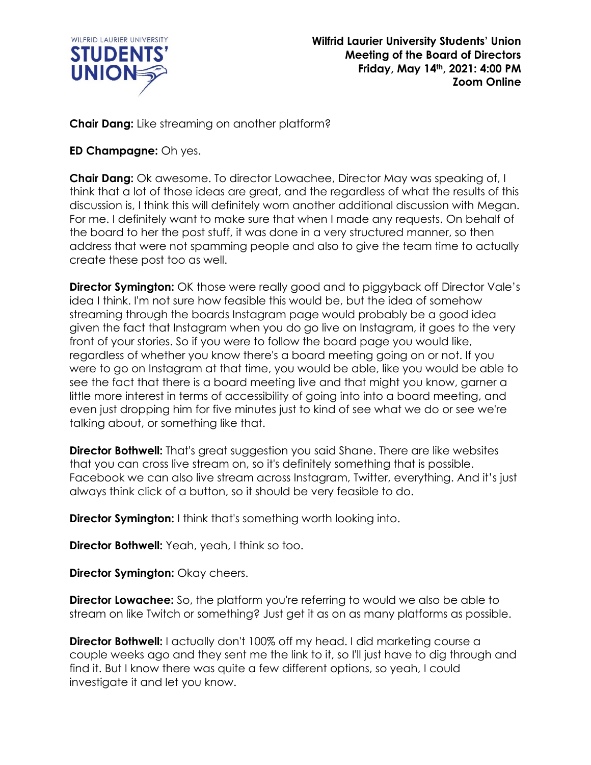**Chair Dang:** Like streaming on another platform?

**ED Champagne:** Oh yes.

**Chair Dang:** Ok awesome. To director Lowachee, Director May was speaking of, I think that a lot of those ideas are great, and the regardless of what the results of this discussion is, I think this will definitely worn another additional discussion with Megan. For me. I definitely want to make sure that when I made any requests. On behalf of the board to her the post stuff, it was done in a very structured manner, so then address that were not spamming people and also to give the team time to actually create these post too as well.

**Director Symington:** OK those were really good and to piggyback off Director Vale's idea I think. I'm not sure how feasible this would be, but the idea of somehow streaming through the boards Instagram page would probably be a good idea given the fact that Instagram when you do go live on Instagram, it goes to the very front of your stories. So if you were to follow the board page you would like, regardless of whether you know there's a board meeting going on or not. If you were to go on Instagram at that time, you would be able, like you would be able to see the fact that there is a board meeting live and that might you know, garner a little more interest in terms of accessibility of going into into a board meeting, and even just dropping him for five minutes just to kind of see what we do or see we're talking about, or something like that.

**Director Bothwell:** That's great suggestion you said Shane. There are like websites that you can cross live stream on, so it's definitely something that is possible. Facebook we can also live stream across Instagram, Twitter, everything. And it's just always think click of a button, so it should be very feasible to do.

**Director Symington:** I think that's something worth looking into.

**Director Bothwell:** Yeah, yeah, I think so too.

**Director Symington:** Okay cheers.

**Director Lowachee:** So, the platform you're referring to would we also be able to stream on like Twitch or something? Just get it as on as many platforms as possible.

**Director Bothwell:** I actually don't 100% off my head. I did marketing course a couple weeks ago and they sent me the link to it, so I'll just have to dig through and find it. But I know there was quite a few different options, so yeah, I could investigate it and let you know.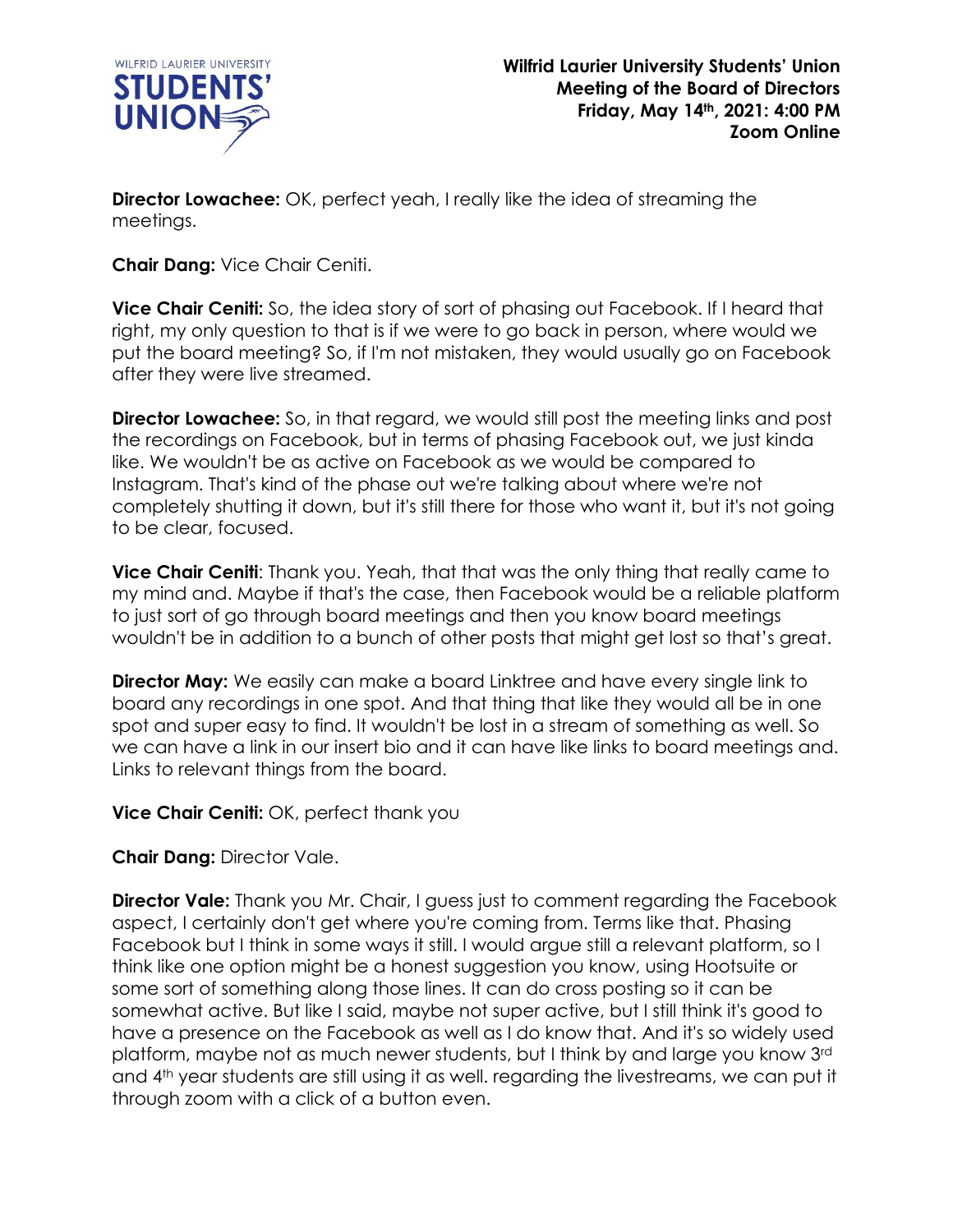**Director Lowachee:** OK, perfect yeah, I really like the idea of streaming the meetings.

**Chair Dang:** Vice Chair Ceniti.

**Vice Chair Ceniti:** So, the idea story of sort of phasing out Facebook. If I heard that right, my only question to that is if we were to go back in person, where would we put the board meeting? So, if I'm not mistaken, they would usually go on Facebook after they were live streamed.

**Director Lowachee:** So, in that regard, we would still post the meeting links and post the recordings on Facebook, but in terms of phasing Facebook out, we just kinda like. We wouldn't be as active on Facebook as we would be compared to Instagram. That's kind of the phase out we're talking about where we're not completely shutting it down, but it's still there for those who want it, but it's not going to be clear, focused.

**Vice Chair Ceniti**: Thank you. Yeah, that that was the only thing that really came to my mind and. Maybe if that's the case, then Facebook would be a reliable platform to just sort of go through board meetings and then you know board meetings wouldn't be in addition to a bunch of other posts that might get lost so that's great.

**Director May:** We easily can make a board Linktree and have every single link to board any recordings in one spot. And that thing that like they would all be in one spot and super easy to find. It wouldn't be lost in a stream of something as well. So we can have a link in our insert bio and it can have like links to board meetings and. Links to relevant things from the board.

**Vice Chair Ceniti:** OK, perfect thank you

**Chair Dang:** Director Vale.

**Director Vale:** Thank you Mr. Chair, I guess just to comment regarding the Facebook aspect, I certainly don't get where you're coming from. Terms like that. Phasing Facebook but I think in some ways it still. I would argue still a relevant platform, so I think like one option might be a honest suggestion you know, using Hootsuite or some sort of something along those lines. It can do cross posting so it can be somewhat active. But like I said, maybe not super active, but I still think it's good to have a presence on the Facebook as well as I do know that. And it's so widely used platform, maybe not as much newer students, but I think by and large you know 3rd and 4th year students are still using it as well. regarding the livestreams, we can put it through zoom with a click of a button even.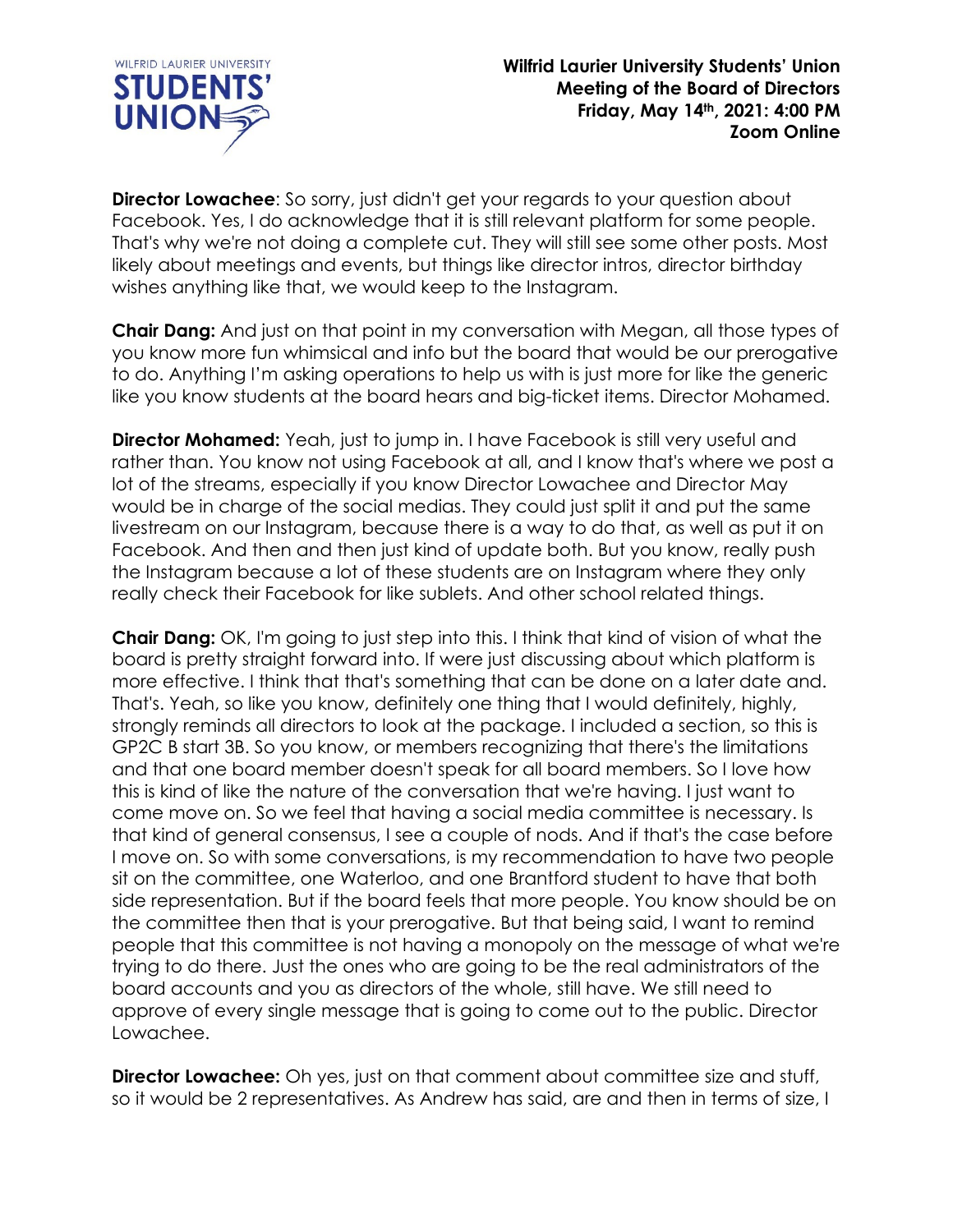**Director Lowachee**: So sorry, just didn't get your regards to your question about Facebook. Yes, I do acknowledge that it is still relevant platform for some people. That's why we're not doing a complete cut. They will still see some other posts. Most likely about meetings and events, but things like director intros, director birthday wishes anything like that, we would keep to the Instagram.

**Chair Dang:** And just on that point in my conversation with Megan, all those types of you know more fun whimsical and info but the board that would be our prerogative to do. Anything I'm asking operations to help us with is just more for like the generic like you know students at the board hears and big-ticket items. Director Mohamed.

**Director Mohamed:** Yeah, just to jump in. I have Facebook is still very useful and rather than. You know not using Facebook at all, and I know that's where we post a lot of the streams, especially if you know Director Lowachee and Director May would be in charge of the social medias. They could just split it and put the same livestream on our Instagram, because there is a way to do that, as well as put it on Facebook. And then and then just kind of update both. But you know, really push the Instagram because a lot of these students are on Instagram where they only really check their Facebook for like sublets. And other school related things.

**Chair Dang:** OK, I'm going to just step into this. I think that kind of vision of what the board is pretty straight forward into. If were just discussing about which platform is more effective. I think that that's something that can be done on a later date and. That's. Yeah, so like you know, definitely one thing that I would definitely, highly, strongly reminds all directors to look at the package. I included a section, so this is GP2C B start 3B. So you know, or members recognizing that there's the limitations and that one board member doesn't speak for all board members. So I love how this is kind of like the nature of the conversation that we're having. I just want to come move on. So we feel that having a social media committee is necessary. Is that kind of general consensus, I see a couple of nods. And if that's the case before I move on. So with some conversations, is my recommendation to have two people sit on the committee, one Waterloo, and one Brantford student to have that both side representation. But if the board feels that more people. You know should be on the committee then that is your prerogative. But that being said, I want to remind people that this committee is not having a monopoly on the message of what we're trying to do there. Just the ones who are going to be the real administrators of the board accounts and you as directors of the whole, still have. We still need to approve of every single message that is going to come out to the public. Director Lowachee.

**Director Lowachee:** Oh yes, just on that comment about committee size and stuff, so it would be 2 representatives. As Andrew has said, are and then in terms of size, I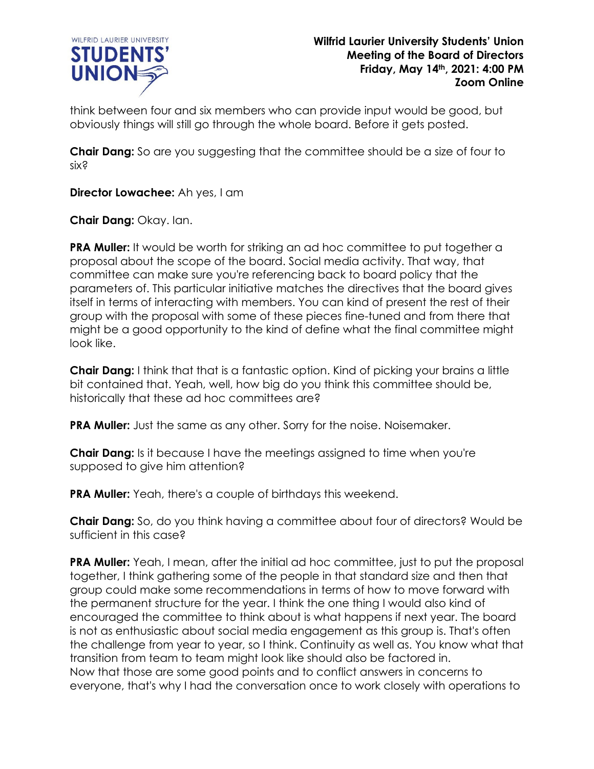think between four and six members who can provide input would be good, but obviously things will still go through the whole board. Before it gets posted.

**Chair Dang:** So are you suggesting that the committee should be a size of four to six?

**Director Lowachee:** Ah yes, I am

**Chair Dang:** Okay. Ian.

**PRA Muller:** It would be worth for striking an ad hoc committee to put together a proposal about the scope of the board. Social media activity. That way, that committee can make sure you're referencing back to board policy that the parameters of. This particular initiative matches the directives that the board gives itself in terms of interacting with members. You can kind of present the rest of their group with the proposal with some of these pieces fine-tuned and from there that might be a good opportunity to the kind of define what the final committee might look like.

**Chair Dang:** I think that that is a fantastic option. Kind of picking your brains a little bit contained that. Yeah, well, how big do you think this committee should be, historically that these ad hoc committees are?

**PRA Muller:** Just the same as any other. Sorry for the noise. Noisemaker.

**Chair Dang:** Is it because I have the meetings assigned to time when you're supposed to give him attention?

**PRA Muller:** Yeah, there's a couple of birthdays this weekend.

**Chair Dang:** So, do you think having a committee about four of directors? Would be sufficient in this case?

**PRA Muller:** Yeah, I mean, after the initial ad hoc committee, just to put the proposal together, I think gathering some of the people in that standard size and then that group could make some recommendations in terms of how to move forward with the permanent structure for the year. I think the one thing I would also kind of encouraged the committee to think about is what happens if next year. The board is not as enthusiastic about social media engagement as this group is. That's often the challenge from year to year, so I think. Continuity as well as. You know what that transition from team to team might look like should also be factored in.
Now that those are some good points and to conflict answers in concerns to everyone, that's why I had the conversation once to work closely with operations to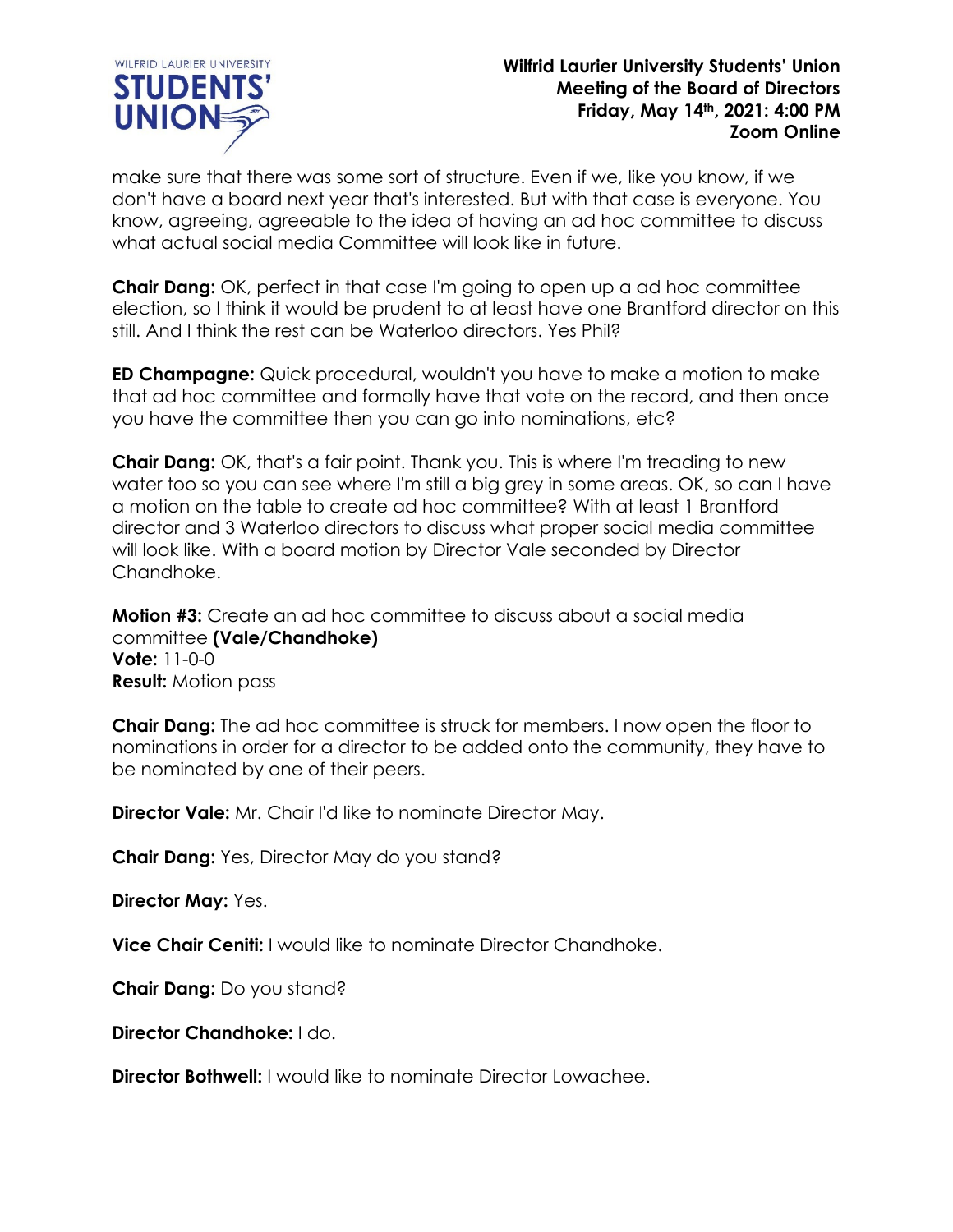make sure that there was some sort of structure. Even if we, like you know, if we don't have a board next year that's interested. But with that case is everyone. You know, agreeing, agreeable to the idea of having an ad hoc committee to discuss what actual social media Committee will look like in future.

**Chair Dang:** OK, perfect in that case I'm going to open up a ad hoc committee election, so I think it would be prudent to at least have one Brantford director on this still. And I think the rest can be Waterloo directors. Yes Phil?

**ED Champagne:** Quick procedural, wouldn't you have to make a motion to make that ad hoc committee and formally have that vote on the record, and then once you have the committee then you can go into nominations, etc?

**Chair Dang:** OK, that's a fair point. Thank you. This is where I'm treading to new water too so you can see where I'm still a big grey in some areas. OK, so can I have a motion on the table to create ad hoc committee? With at least 1 Brantford director and 3 Waterloo directors to discuss what proper social media committee will look like. With a board motion by Director Vale seconded by Director Chandhoke.

**Motion #3:** Create an ad hoc committee to discuss about a social media committee **(Vale/Chandhoke)**
**Vote:** 11-0-0
**Result:** Motion pass

**Chair Dang:** The ad hoc committee is struck for members. I now open the floor to nominations in order for a director to be added onto the community, they have to be nominated by one of their peers.

**Director Vale:** Mr. Chair I'd like to nominate Director May.

**Chair Dang:** Yes, Director May do you stand?

**Director May:** Yes.

**Vice Chair Ceniti:** I would like to nominate Director Chandhoke.

**Chair Dang:** Do you stand?

**Director Chandhoke:** I do.

**Director Bothwell:** I would like to nominate Director Lowachee.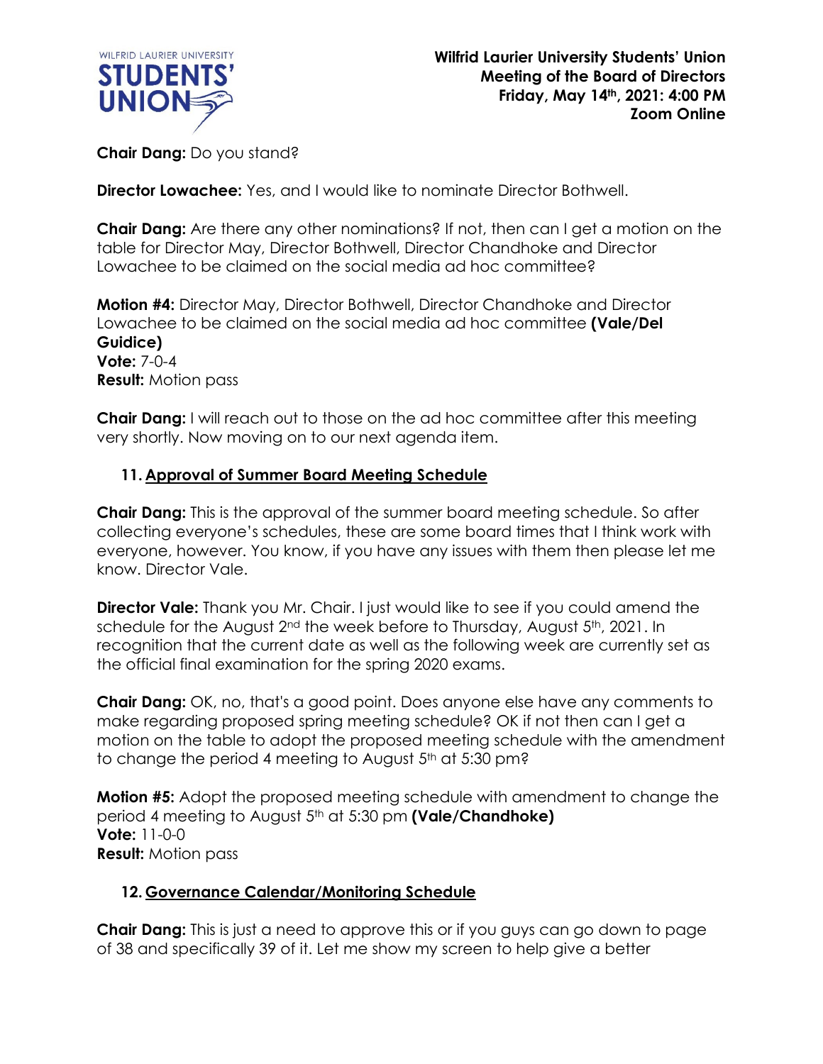**Chair Dang:** Do you stand?

**Director Lowachee:** Yes, and I would like to nominate Director Bothwell.

**Chair Dang:** Are there any other nominations? If not, then can I get a motion on the table for Director May, Director Bothwell, Director Chandhoke and Director Lowachee to be claimed on the social media ad hoc committee?

**Motion #4:** Director May, Director Bothwell, Director Chandhoke and Director Lowachee to be claimed on the social media ad hoc committee **(Vale/Del Guidice)**
**Vote:** 7-0-4
**Result:** Motion pass

**Chair Dang:** I will reach out to those on the ad hoc committee after this meeting very shortly. Now moving on to our next agenda item.

11. **Approval of Summer Board Meeting Schedule**

**Chair Dang:** This is the approval of the summer board meeting schedule. So after collecting everyone's schedules, these are some board times that I think work with everyone, however. You know, if you have any issues with them then please let me know. Director Vale.

**Director Vale:** Thank you Mr. Chair. I just would like to see if you could amend the schedule for the August 2nd the week before to Thursday, August 5th, 2021. In recognition that the current date as well as the following week are currently set as the official final examination for the spring 2020 exams.

**Chair Dang:** OK, no, that's a good point. Does anyone else have any comments to make regarding proposed spring meeting schedule? OK if not then can I get a motion on the table to adopt the proposed meeting schedule with the amendment to change the period 4 meeting to August 5th at 5:30 pm?

**Motion #5:** Adopt the proposed meeting schedule with amendment to change the period 4 meeting to August 5th at 5:30 pm **(Vale/Chandhoke)**
**Vote:** 11-0-0
**Result:** Motion pass

12. **Governance Calendar/Monitoring Schedule**

**Chair Dang:** This is just a need to approve this or if you guys can go down to page of 38 and specifically 39 of it. Let me show my screen to help give a better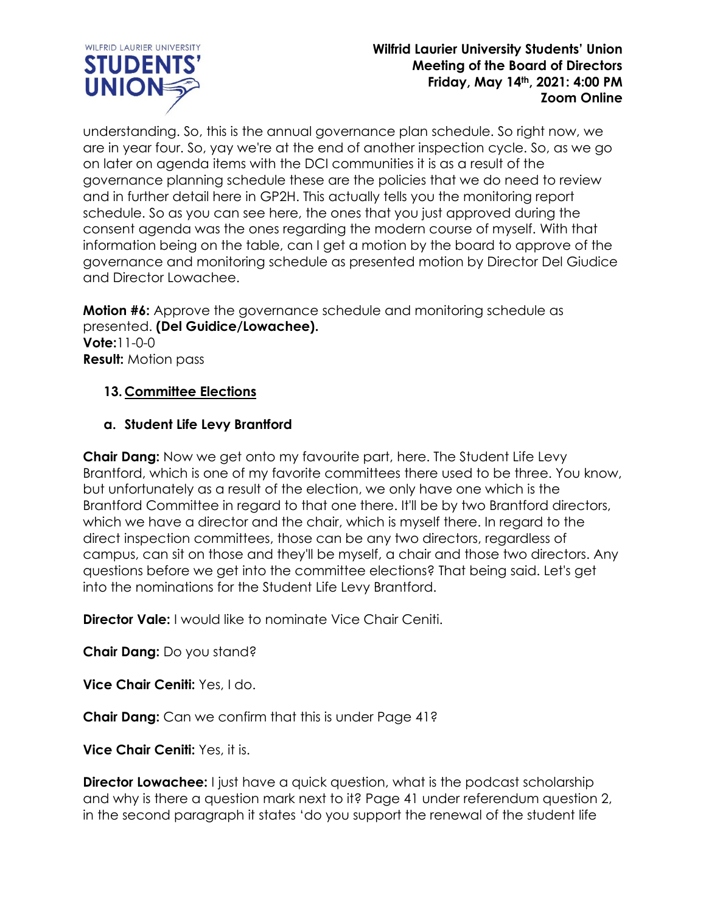understanding. So, this is the annual governance plan schedule. So right now, we are in year four. So, yay we're at the end of another inspection cycle. So, as we go on later on agenda items with the DCI communities it is as a result of the governance planning schedule these are the policies that we do need to review and in further detail here in GP2H. This actually tells you the monitoring report schedule. So as you can see here, the ones that you just approved during the consent agenda was the ones regarding the modern course of myself. With that information being on the table, can I get a motion by the board to approve of the governance and monitoring schedule as presented motion by Director Del Giudice and Director Lowachee.

**Motion #6:** Approve the governance schedule and monitoring schedule as presented. **(Del Guidice/Lowachee).**
**Vote:** 11-0-0
**Result:** Motion pass

## 13. Committee Elections

### a. Student Life Levy Brantford

**Chair Dang:** Now we get onto my favourite part, here. The Student Life Levy Brantford, which is one of my favorite committees there used to be three. You know, but unfortunately as a result of the election, we only have one which is the Brantford Committee in regard to that one there. It'll be by two Brantford directors, which we have a director and the chair, which is myself there. In regard to the direct inspection committees, those can be any two directors, regardless of campus, can sit on those and they'll be myself, a chair and those two directors. Any questions before we get into the committee elections? That being said. Let's get into the nominations for the Student Life Levy Brantford.

**Director Vale:** I would like to nominate Vice Chair Ceniti.

**Chair Dang:** Do you stand?

**Vice Chair Ceniti:** Yes, I do.

**Chair Dang:** Can we confirm that this is under Page 41?

**Vice Chair Ceniti:** Yes, it is.

**Director Lowachee:** I just have a quick question, what is the podcast scholarship and why is there a question mark next to it? Page 41 under referendum question 2, in the second paragraph it states 'do you support the renewal of the student life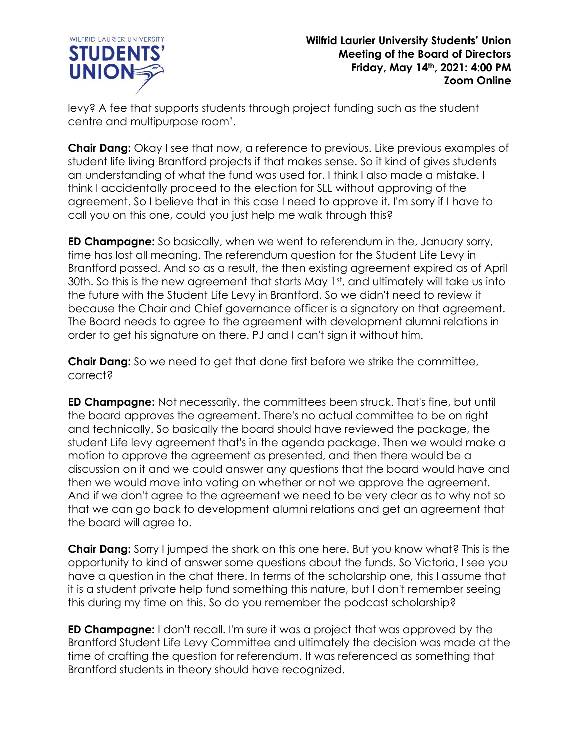levy? A fee that supports students through project funding such as the student centre and multipurpose room'.

**Chair Dang:** Okay I see that now, a reference to previous. Like previous examples of student life living Brantford projects if that makes sense. So it kind of gives students an understanding of what the fund was used for. I think I also made a mistake. I think I accidentally proceed to the election for SLL without approving of the agreement. So I believe that in this case I need to approve it. I'm sorry if I have to call you on this one, could you just help me walk through this?

**ED Champagne:** So basically, when we went to referendum in the, January sorry, time has lost all meaning. The referendum question for the Student Life Levy in Brantford passed. And so as a result, the then existing agreement expired as of April 30th. So this is the new agreement that starts May 1st, and ultimately will take us into the future with the Student Life Levy in Brantford. So we didn't need to review it because the Chair and Chief governance officer is a signatory on that agreement. The Board needs to agree to the agreement with development alumni relations in order to get his signature on there. PJ and I can't sign it without him.

**Chair Dang:** So we need to get that done first before we strike the committee, correct?

**ED Champagne:** Not necessarily, the committees been struck. That's fine, but until the board approves the agreement. There's no actual committee to be on right and technically. So basically the board should have reviewed the package, the student Life levy agreement that's in the agenda package. Then we would make a motion to approve the agreement as presented, and then there would be a discussion on it and we could answer any questions that the board would have and then we would move into voting on whether or not we approve the agreement. And if we don't agree to the agreement we need to be very clear as to why not so that we can go back to development alumni relations and get an agreement that the board will agree to.

**Chair Dang:** Sorry I jumped the shark on this one here. But you know what? This is the opportunity to kind of answer some questions about the funds. So Victoria, I see you have a question in the chat there. In terms of the scholarship one, this I assume that it is a student private help fund something this nature, but I don't remember seeing this during my time on this. So do you remember the podcast scholarship?

**ED Champagne:** I don't recall. I'm sure it was a project that was approved by the Brantford Student Life Levy Committee and ultimately the decision was made at the time of crafting the question for referendum. It was referenced as something that Brantford students in theory should have recognized.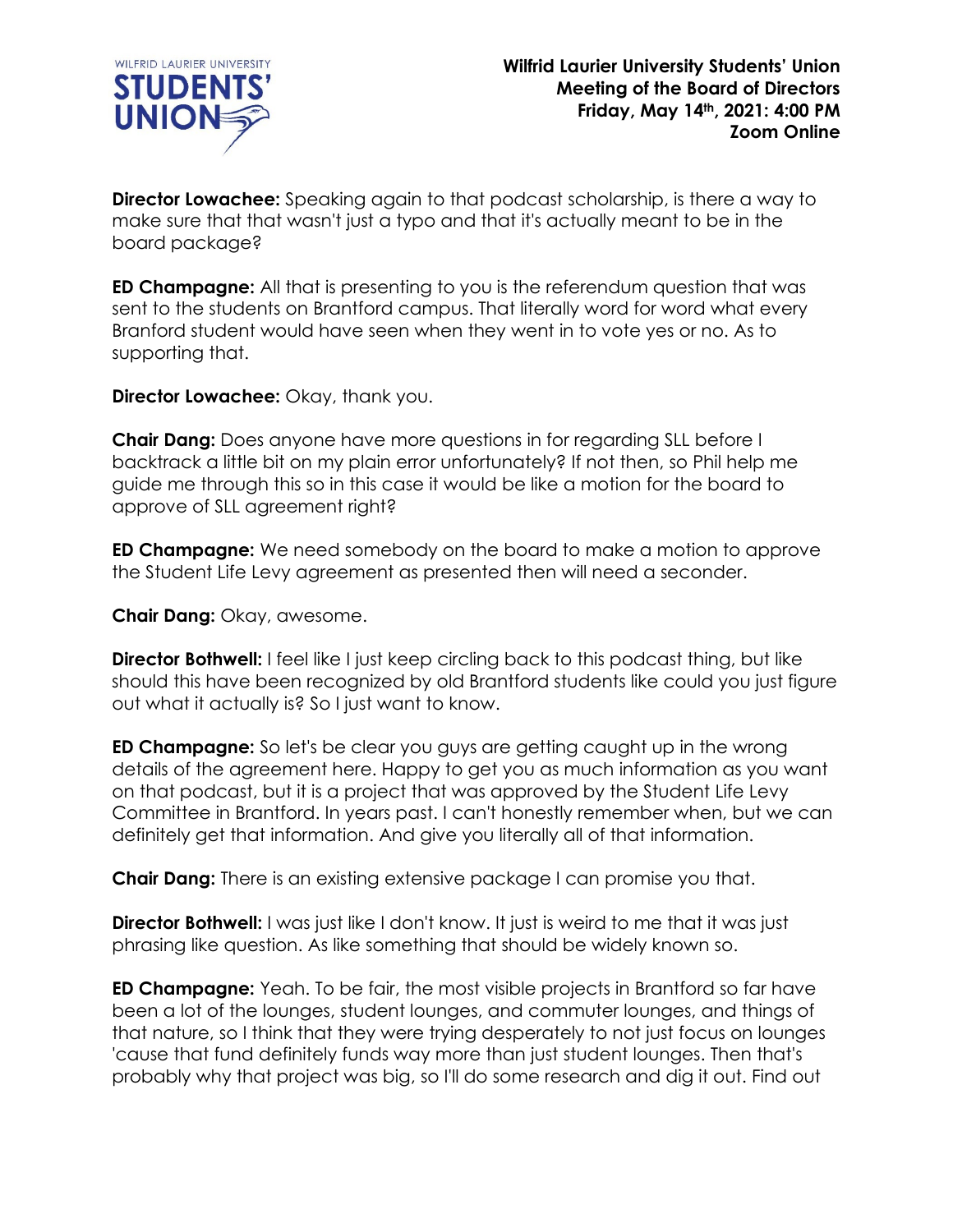**Director Lowachee:** Speaking again to that podcast scholarship, is there a way to make sure that that wasn't just a typo and that it's actually meant to be in the board package?

**ED Champagne:** All that is presenting to you is the referendum question that was sent to the students on Brantford campus. That literally word for word what every Branford student would have seen when they went in to vote yes or no. As to supporting that.

**Director Lowachee:** Okay, thank you.

**Chair Dang:** Does anyone have more questions in for regarding SLL before I backtrack a little bit on my plain error unfortunately? If not then, so Phil help me guide me through this so in this case it would be like a motion for the board to approve of SLL agreement right?

**ED Champagne:** We need somebody on the board to make a motion to approve the Student Life Levy agreement as presented then will need a seconder.

**Chair Dang:** Okay, awesome.

**Director Bothwell:** I feel like I just keep circling back to this podcast thing, but like should this have been recognized by old Brantford students like could you just figure out what it actually is? So I just want to know.

**ED Champagne:** So let's be clear you guys are getting caught up in the wrong details of the agreement here. Happy to get you as much information as you want on that podcast, but it is a project that was approved by the Student Life Levy Committee in Brantford. In years past. I can't honestly remember when, but we can definitely get that information. And give you literally all of that information.

**Chair Dang:** There is an existing extensive package I can promise you that.

**Director Bothwell:** I was just like I don't know. It just is weird to me that it was just phrasing like question. As like something that should be widely known so.

**ED Champagne:** Yeah. To be fair, the most visible projects in Brantford so far have been a lot of the lounges, student lounges, and commuter lounges, and things of that nature, so I think that they were trying desperately to not just focus on lounges 'cause that fund definitely funds way more than just student lounges. Then that's probably why that project was big, so I'll do some research and dig it out. Find out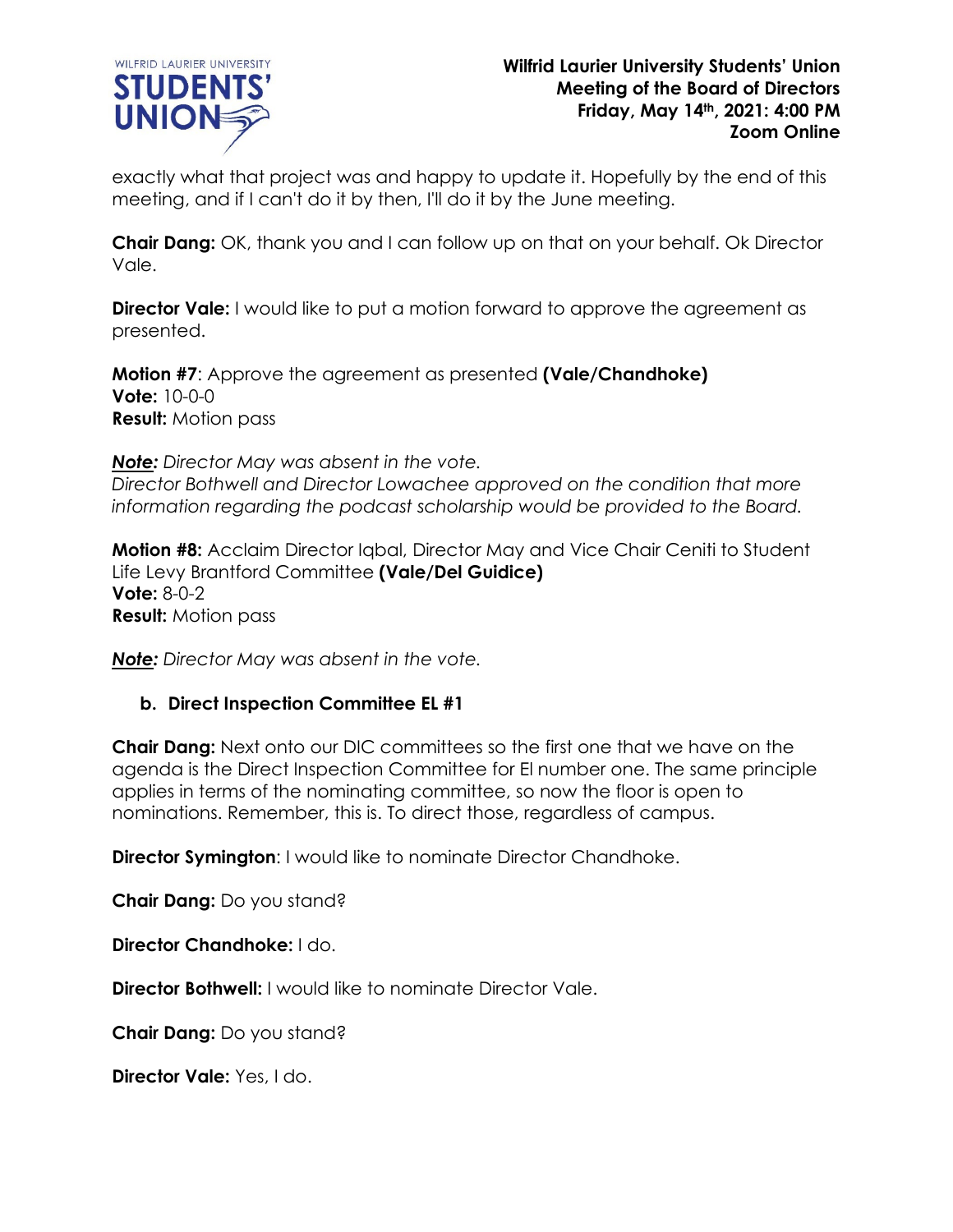exactly what that project was and happy to update it. Hopefully by the end of this meeting, and if I can't do it by then, I'll do it by the June meeting.

**Chair Dang:** OK, thank you and I can follow up on that on your behalf. Ok Director Vale.

**Director Vale:** I would like to put a motion forward to approve the agreement as presented.

**Motion #7**: Approve the agreement as presented **(Vale/Chandhoke)**
**Vote:** 10-0-0
**Result:** Motion pass

***Note:*** *Director May was absent in the vote.*
*Director Bothwell and Director Lowachee approved on the condition that more information regarding the podcast scholarship would be provided to the Board.*

**Motion #8:** Acclaim Director Iqbal, Director May and Vice Chair Ceniti to Student Life Levy Brantford Committee **(Vale/Del Guidice)**
**Vote:** 8-0-2
**Result:** Motion pass

***Note:*** *Director May was absent in the vote.*

### b. Direct Inspection Committee EL #1

**Chair Dang:** Next onto our DIC committees so the first one that we have on the agenda is the Direct Inspection Committee for El number one. The same principle applies in terms of the nominating committee, so now the floor is open to nominations. Remember, this is. To direct those, regardless of campus.

**Director Symington**: I would like to nominate Director Chandhoke.

**Chair Dang:** Do you stand?

**Director Chandhoke:** I do.

**Director Bothwell:** I would like to nominate Director Vale.

**Chair Dang:** Do you stand?

**Director Vale:** Yes, I do.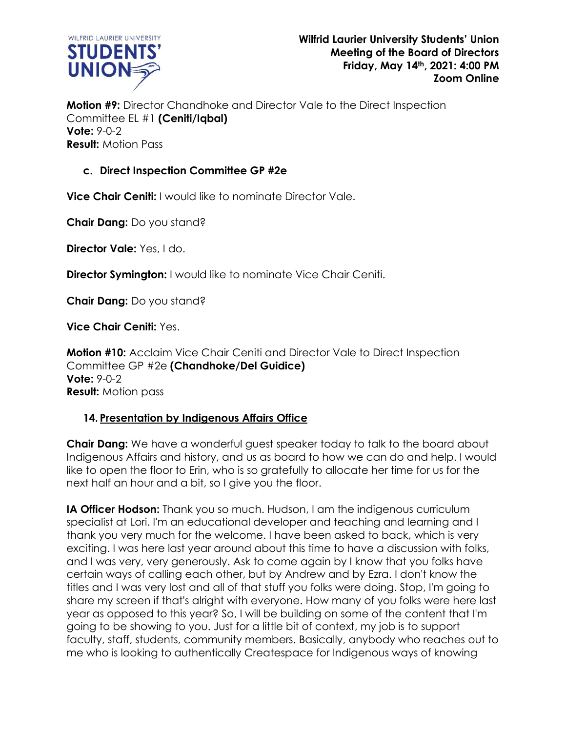**Motion #9:** Director Chandhoke and Director Vale to the Direct Inspection Committee EL #1 **(Ceniti/Iqbal)**
**Vote:** 9-0-2
**Result:** Motion Pass

### c. Direct Inspection Committee GP #2e

**Vice Chair Ceniti:** I would like to nominate Director Vale.

**Chair Dang:** Do you stand?

**Director Vale:** Yes, I do.

**Director Symington:** I would like to nominate Vice Chair Ceniti.

**Chair Dang:** Do you stand?

**Vice Chair Ceniti:** Yes.

**Motion #10:** Acclaim Vice Chair Ceniti and Director Vale to Direct Inspection Committee GP #2e **(Chandhoke/Del Guidice)**
**Vote:** 9-0-2
**Result:** Motion pass

## 14. Presentation by Indigenous Affairs Office

**Chair Dang:** We have a wonderful guest speaker today to talk to the board about Indigenous Affairs and history, and us as board to how we can do and help. I would like to open the floor to Erin, who is so gratefully to allocate her time for us for the next half an hour and a bit, so I give you the floor.

**IA Officer Hodson:** Thank you so much. Hudson, I am the indigenous curriculum specialist at Lori. I'm an educational developer and teaching and learning and I thank you very much for the welcome. I have been asked to back, which is very exciting. I was here last year around about this time to have a discussion with folks, and I was very, very generously. Ask to come again by I know that you folks have certain ways of calling each other, but by Andrew and by Ezra. I don't know the titles and I was very lost and all of that stuff you folks were doing. Stop, I'm going to share my screen if that's alright with everyone. How many of you folks were here last year as opposed to this year? So, I will be building on some of the content that I'm going to be showing to you. Just for a little bit of context, my job is to support faculty, staff, students, community members. Basically, anybody who reaches out to me who is looking to authentically Createspace for Indigenous ways of knowing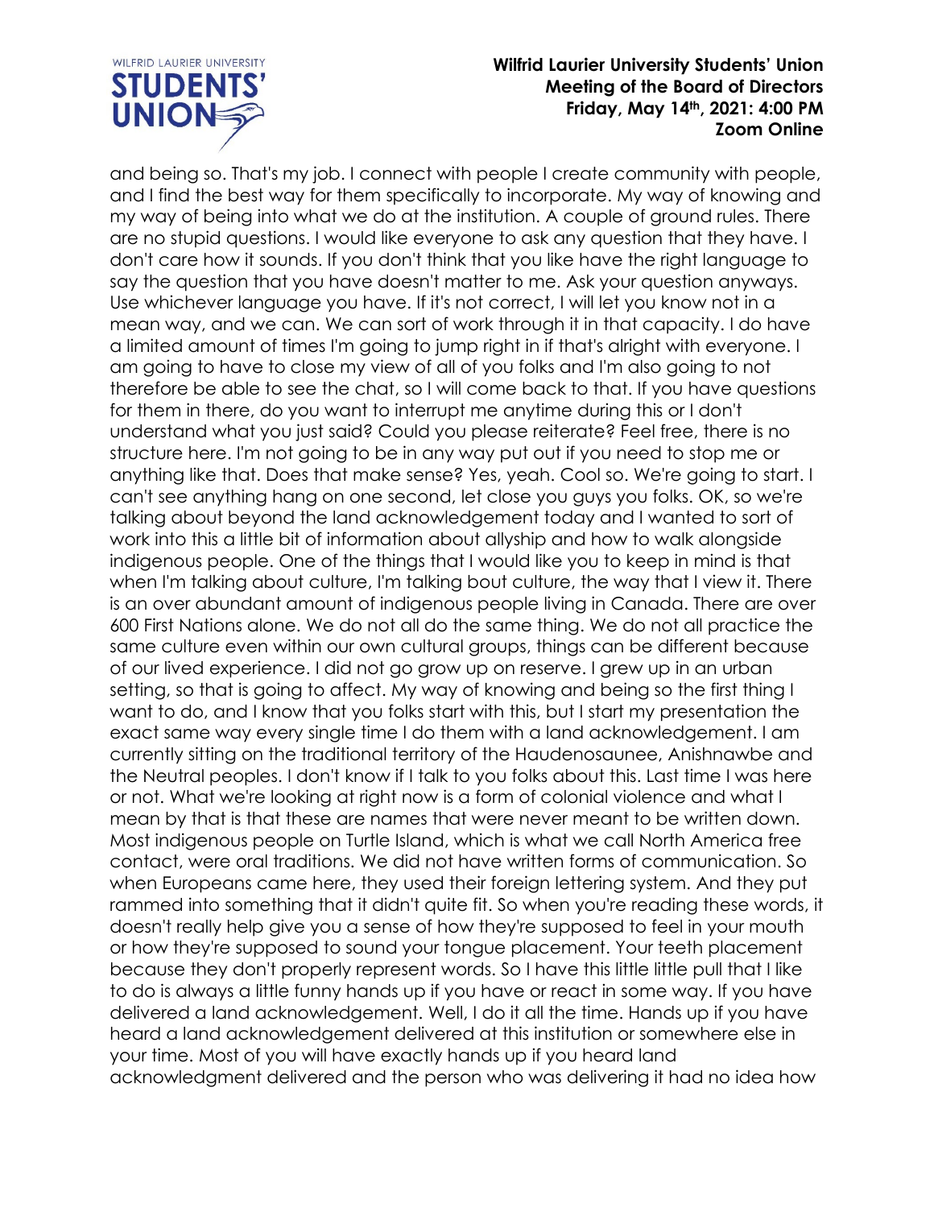and being so. That's my job. I connect with people I create community with people, and I find the best way for them specifically to incorporate. My way of knowing and my way of being into what we do at the institution. A couple of ground rules. There are no stupid questions. I would like everyone to ask any question that they have. I don't care how it sounds. If you don't think that you like have the right language to say the question that you have doesn't matter to me. Ask your question anyways. Use whichever language you have. If it's not correct, I will let you know not in a mean way, and we can. We can sort of work through it in that capacity. I do have a limited amount of times I'm going to jump right in if that's alright with everyone. I am going to have to close my view of all of you folks and I'm also going to not therefore be able to see the chat, so I will come back to that. If you have questions for them in there, do you want to interrupt me anytime during this or I don't understand what you just said? Could you please reiterate? Feel free, there is no structure here. I'm not going to be in any way put out if you need to stop me or anything like that. Does that make sense? Yes, yeah. Cool so. We're going to start. I can't see anything hang on one second, let close you guys you folks. OK, so we're talking about beyond the land acknowledgement today and I wanted to sort of work into this a little bit of information about allyship and how to walk alongside indigenous people. One of the things that I would like you to keep in mind is that when I'm talking about culture, I'm talking bout culture, the way that I view it. There is an over abundant amount of indigenous people living in Canada. There are over 600 First Nations alone. We do not all do the same thing. We do not all practice the same culture even within our own cultural groups, things can be different because of our lived experience. I did not go grow up on reserve. I grew up in an urban setting, so that is going to affect. My way of knowing and being so the first thing I want to do, and I know that you folks start with this, but I start my presentation the exact same way every single time I do them with a land acknowledgement. I am currently sitting on the traditional territory of the Haudenosaunee, Anishnawbe and the Neutral peoples. I don't know if I talk to you folks about this. Last time I was here or not. What we're looking at right now is a form of colonial violence and what I mean by that is that these are names that were never meant to be written down. Most indigenous people on Turtle Island, which is what we call North America free contact, were oral traditions. We did not have written forms of communication. So when Europeans came here, they used their foreign lettering system. And they put rammed into something that it didn't quite fit. So when you're reading these words, it doesn't really help give you a sense of how they're supposed to feel in your mouth or how they're supposed to sound your tongue placement. Your teeth placement because they don't properly represent words. So I have this little little pull that I like to do is always a little funny hands up if you have or react in some way. If you have delivered a land acknowledgement. Well, I do it all the time. Hands up if you have heard a land acknowledgement delivered at this institution or somewhere else in your time. Most of you will have exactly hands up if you heard land acknowledgment delivered and the person who was delivering it had no idea how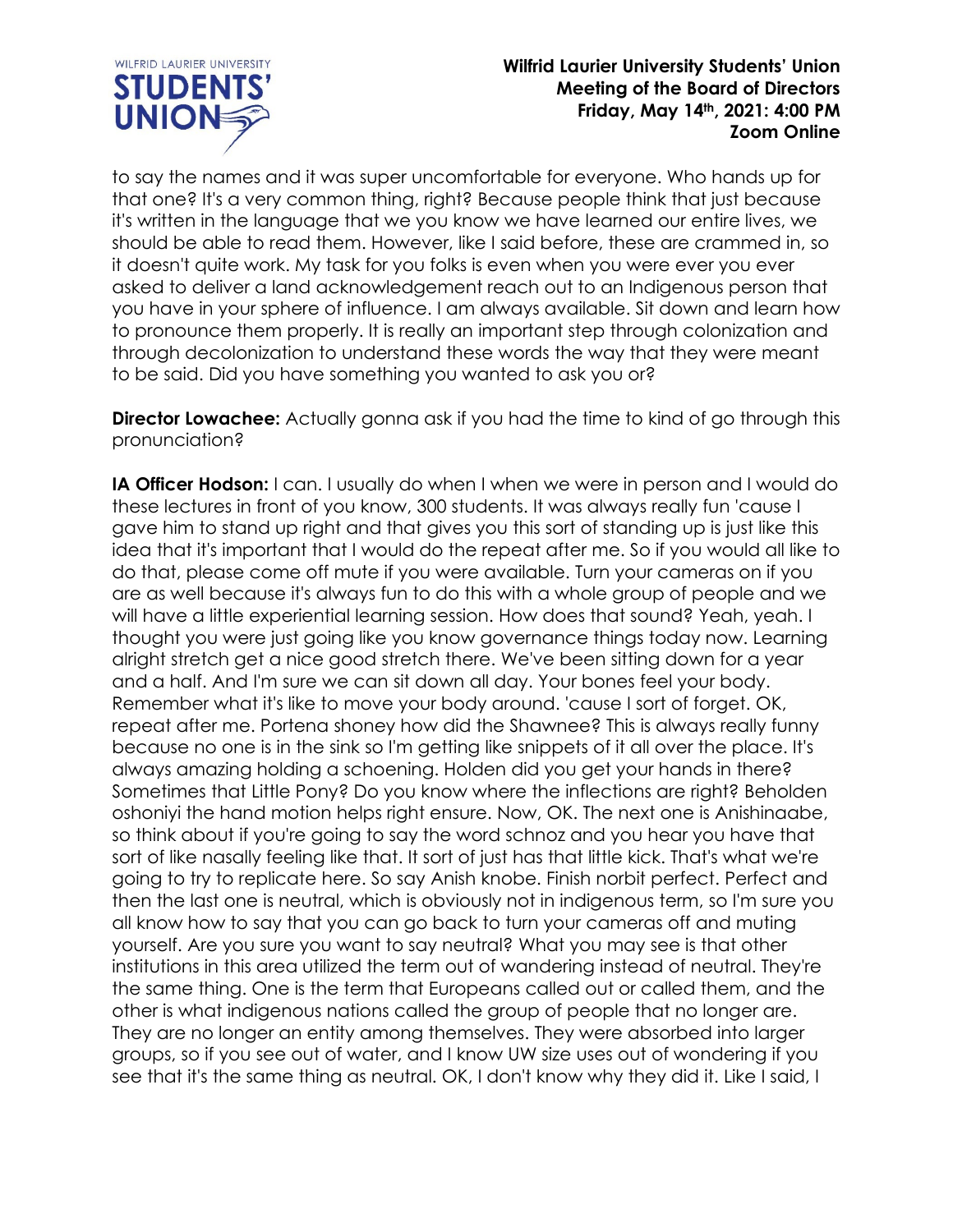to say the names and it was super uncomfortable for everyone. Who hands up for that one? It's a very common thing, right? Because people think that just because it's written in the language that we you know we have learned our entire lives, we should be able to read them. However, like I said before, these are crammed in, so it doesn't quite work. My task for you folks is even when you were ever you ever asked to deliver a land acknowledgement reach out to an Indigenous person that you have in your sphere of influence. I am always available. Sit down and learn how to pronounce them properly. It is really an important step through colonization and through decolonization to understand these words the way that they were meant to be said. Did you have something you wanted to ask you or?

**Director Lowachee:** Actually gonna ask if you had the time to kind of go through this pronunciation?

**IA Officer Hodson:** I can. I usually do when I when we were in person and I would do these lectures in front of you know, 300 students. It was always really fun 'cause I gave him to stand up right and that gives you this sort of standing up is just like this idea that it's important that I would do the repeat after me. So if you would all like to do that, please come off mute if you were available. Turn your cameras on if you are as well because it's always fun to do this with a whole group of people and we will have a little experiential learning session. How does that sound? Yeah, yeah. I thought you were just going like you know governance things today now. Learning alright stretch get a nice good stretch there. We've been sitting down for a year and a half. And I'm sure we can sit down all day. Your bones feel your body. Remember what it's like to move your body around. 'cause I sort of forget. OK, repeat after me. Portena shoney how did the Shawnee? This is always really funny because no one is in the sink so I'm getting like snippets of it all over the place. It's always amazing holding a schoening. Holden did you get your hands in there? Sometimes that Little Pony? Do you know where the inflections are right? Beholden oshoniyi the hand motion helps right ensure. Now, OK. The next one is Anishinaabe, so think about if you're going to say the word schnoz and you hear you have that sort of like nasally feeling like that. It sort of just has that little kick. That's what we're going to try to replicate here. So say Anish knobe. Finish norbit perfect. Perfect and then the last one is neutral, which is obviously not in indigenous term, so I'm sure you all know how to say that you can go back to turn your cameras off and muting yourself. Are you sure you want to say neutral? What you may see is that other institutions in this area utilized the term out of wandering instead of neutral. They're the same thing. One is the term that Europeans called out or called them, and the other is what indigenous nations called the group of people that no longer are. They are no longer an entity among themselves. They were absorbed into larger groups, so if you see out of water, and I know UW size uses out of wondering if you see that it's the same thing as neutral. OK, I don't know why they did it. Like I said, I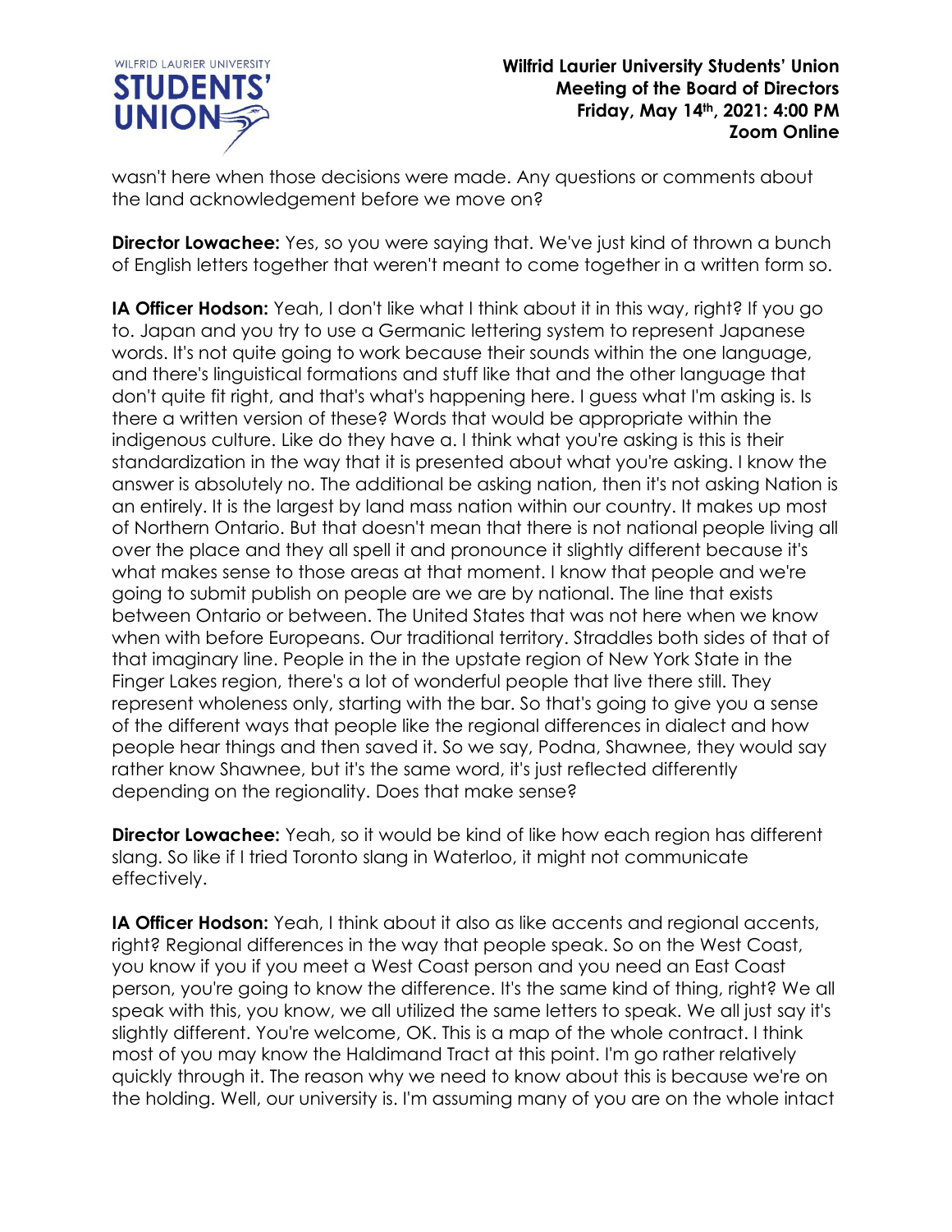wasn't here when those decisions were made. Any questions or comments about the land acknowledgement before we move on?

**Director Lowachee:** Yes, so you were saying that. We've just kind of thrown a bunch of English letters together that weren't meant to come together in a written form so.

**IA Officer Hodson:** Yeah, I don't like what I think about it in this way, right? If you go to. Japan and you try to use a Germanic lettering system to represent Japanese words. It's not quite going to work because their sounds within the one language, and there's linguistical formations and stuff like that and the other language that don't quite fit right, and that's what's happening here. I guess what I'm asking is. Is there a written version of these? Words that would be appropriate within the indigenous culture. Like do they have a. I think what you're asking is this is their standardization in the way that it is presented about what you're asking. I know the answer is absolutely no. The additional be asking nation, then it's not asking Nation is an entirely. It is the largest by land mass nation within our country. It makes up most of Northern Ontario. But that doesn't mean that there is not national people living all over the place and they all spell it and pronounce it slightly different because it's what makes sense to those areas at that moment. I know that people and we're going to submit publish on people are we are by national. The line that exists between Ontario or between. The United States that was not here when we know when with before Europeans. Our traditional territory. Straddles both sides of that of that imaginary line. People in the in the upstate region of New York State in the Finger Lakes region, there's a lot of wonderful people that live there still. They represent wholeness only, starting with the bar. So that's going to give you a sense of the different ways that people like the regional differences in dialect and how people hear things and then saved it. So we say, Podna, Shawnee, they would say rather know Shawnee, but it's the same word, it's just reflected differently depending on the regionality. Does that make sense?

**Director Lowachee:** Yeah, so it would be kind of like how each region has different slang. So like if I tried Toronto slang in Waterloo, it might not communicate effectively.

**IA Officer Hodson:** Yeah, I think about it also as like accents and regional accents, right? Regional differences in the way that people speak. So on the West Coast, you know if you if you meet a West Coast person and you need an East Coast person, you're going to know the difference. It's the same kind of thing, right? We all speak with this, you know, we all utilized the same letters to speak. We all just say it's slightly different. You're welcome, OK. This is a map of the whole contract. I think most of you may know the Haldimand Tract at this point. I'm go rather relatively quickly through it. The reason why we need to know about this is because we're on the holding. Well, our university is. I'm assuming many of you are on the whole intact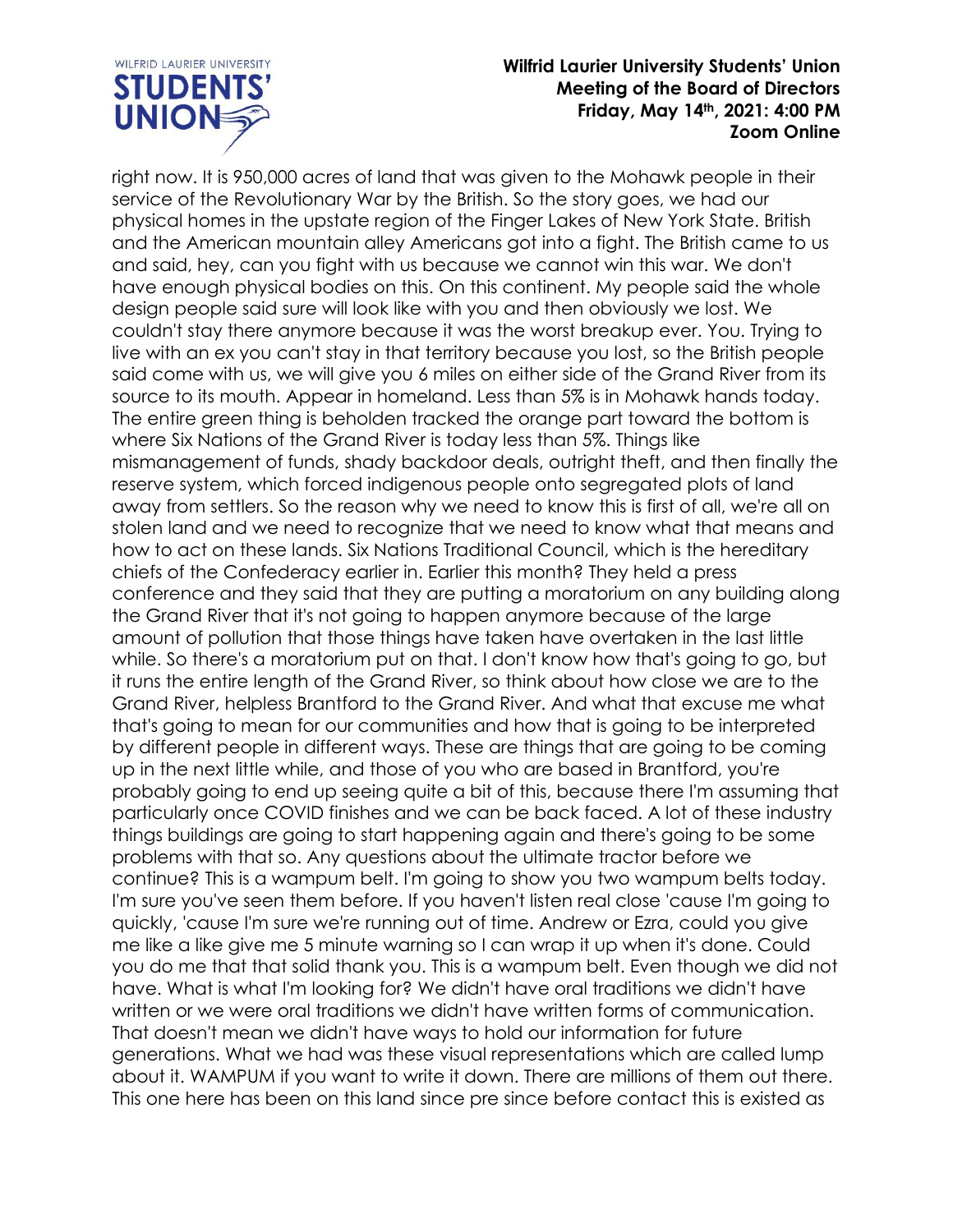right now. It is 950,000 acres of land that was given to the Mohawk people in their service of the Revolutionary War by the British. So the story goes, we had our physical homes in the upstate region of the Finger Lakes of New York State. British and the American mountain alley Americans got into a fight. The British came to us and said, hey, can you fight with us because we cannot win this war. We don't have enough physical bodies on this. On this continent. My people said the whole design people said sure will look like with you and then obviously we lost. We couldn't stay there anymore because it was the worst breakup ever. You. Trying to live with an ex you can't stay in that territory because you lost, so the British people said come with us, we will give you 6 miles on either side of the Grand River from its source to its mouth. Appear in homeland. Less than 5% is in Mohawk hands today. The entire green thing is beholden tracked the orange part toward the bottom is where Six Nations of the Grand River is today less than 5%. Things like mismanagement of funds, shady backdoor deals, outright theft, and then finally the reserve system, which forced indigenous people onto segregated plots of land away from settlers. So the reason why we need to know this is first of all, we're all on stolen land and we need to recognize that we need to know what that means and how to act on these lands. Six Nations Traditional Council, which is the hereditary chiefs of the Confederacy earlier in. Earlier this month? They held a press conference and they said that they are putting a moratorium on any building along the Grand River that it's not going to happen anymore because of the large amount of pollution that those things have taken have overtaken in the last little while. So there's a moratorium put on that. I don't know how that's going to go, but it runs the entire length of the Grand River, so think about how close we are to the Grand River, helpless Brantford to the Grand River. And what that excuse me what that's going to mean for our communities and how that is going to be interpreted by different people in different ways. These are things that are going to be coming up in the next little while, and those of you who are based in Brantford, you're probably going to end up seeing quite a bit of this, because there I'm assuming that particularly once COVID finishes and we can be back faced. A lot of these industry things buildings are going to start happening again and there's going to be some problems with that so. Any questions about the ultimate tractor before we continue? This is a wampum belt. I'm going to show you two wampum belts today. I'm sure you've seen them before. If you haven't listen real close 'cause I'm going to quickly, 'cause I'm sure we're running out of time. Andrew or Ezra, could you give me like a like give me 5 minute warning so I can wrap it up when it's done. Could you do me that that solid thank you. This is a wampum belt. Even though we did not have. What is what I'm looking for? We didn't have oral traditions we didn't have written or we were oral traditions we didn't have written forms of communication. That doesn't mean we didn't have ways to hold our information for future generations. What we had was these visual representations which are called lump about it. WAMPUM if you want to write it down. There are millions of them out there. This one here has been on this land since pre since before contact this is existed as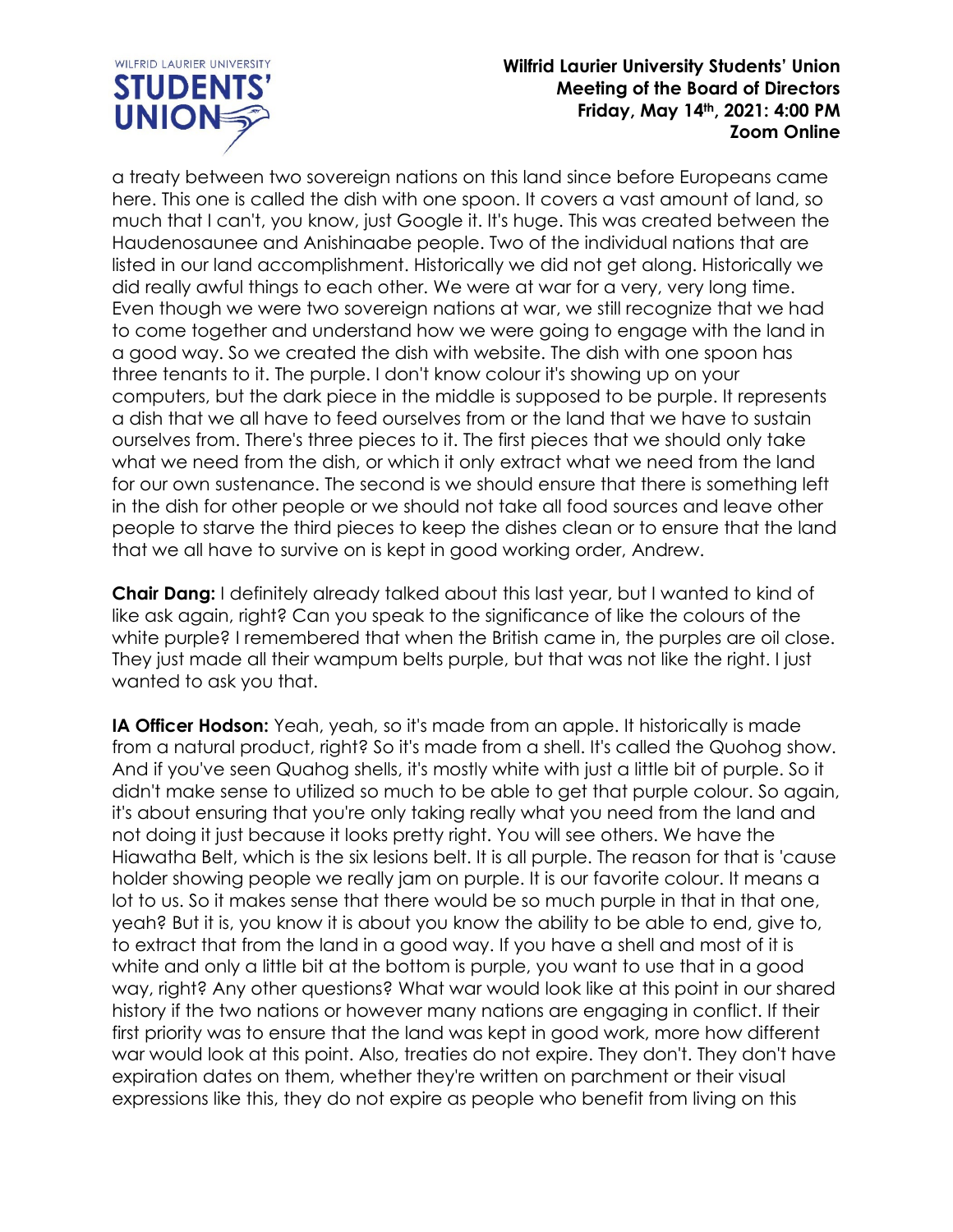a treaty between two sovereign nations on this land since before Europeans came here. This one is called the dish with one spoon. It covers a vast amount of land, so much that I can't, you know, just Google it. It's huge. This was created between the Haudenosaunee and Anishinaabe people. Two of the individual nations that are listed in our land accomplishment. Historically we did not get along. Historically we did really awful things to each other. We were at war for a very, very long time. Even though we were two sovereign nations at war, we still recognize that we had to come together and understand how we were going to engage with the land in a good way. So we created the dish with website. The dish with one spoon has three tenants to it. The purple. I don't know colour it's showing up on your computers, but the dark piece in the middle is supposed to be purple. It represents a dish that we all have to feed ourselves from or the land that we have to sustain ourselves from. There's three pieces to it. The first pieces that we should only take what we need from the dish, or which it only extract what we need from the land for our own sustenance. The second is we should ensure that there is something left in the dish for other people or we should not take all food sources and leave other people to starve the third pieces to keep the dishes clean or to ensure that the land that we all have to survive on is kept in good working order, Andrew.

**Chair Dang:** I definitely already talked about this last year, but I wanted to kind of like ask again, right? Can you speak to the significance of like the colours of the white purple? I remembered that when the British came in, the purples are oil close. They just made all their wampum belts purple, but that was not like the right. I just wanted to ask you that.

**IA Officer Hodson:** Yeah, yeah, so it's made from an apple. It historically is made from a natural product, right? So it's made from a shell. It's called the Quohog show. And if you've seen Quahog shells, it's mostly white with just a little bit of purple. So it didn't make sense to utilized so much to be able to get that purple colour. So again, it's about ensuring that you're only taking really what you need from the land and not doing it just because it looks pretty right. You will see others. We have the Hiawatha Belt, which is the six lesions belt. It is all purple. The reason for that is 'cause holder showing people we really jam on purple. It is our favorite colour. It means a lot to us. So it makes sense that there would be so much purple in that in that one, yeah? But it is, you know it is about you know the ability to be able to end, give to, to extract that from the land in a good way. If you have a shell and most of it is white and only a little bit at the bottom is purple, you want to use that in a good way, right? Any other questions? What war would look like at this point in our shared history if the two nations or however many nations are engaging in conflict. If their first priority was to ensure that the land was kept in good work, more how different war would look at this point. Also, treaties do not expire. They don't. They don't have expiration dates on them, whether they're written on parchment or their visual expressions like this, they do not expire as people who benefit from living on this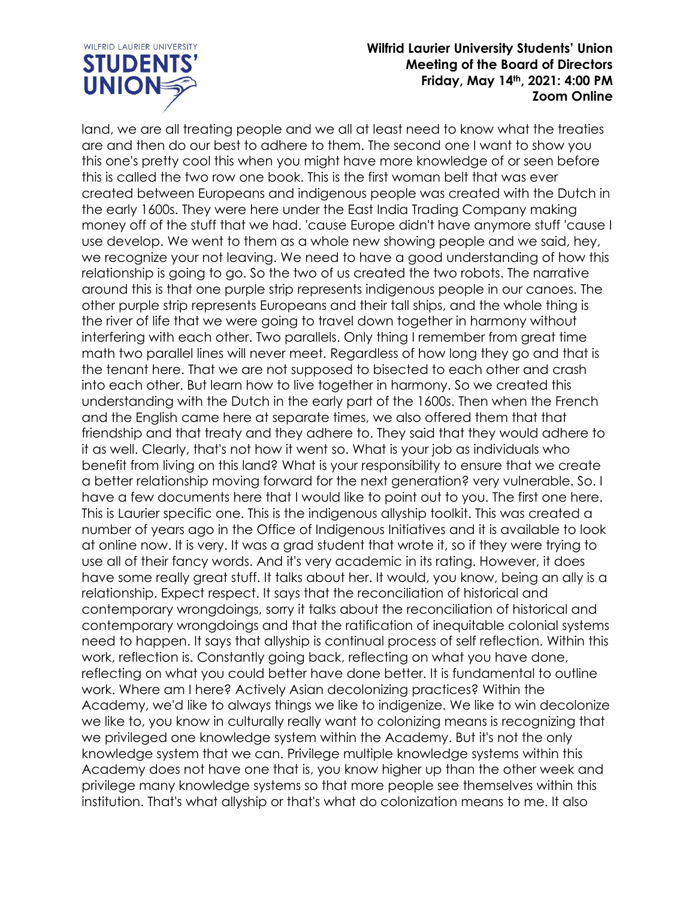land, we are all treating people and we all at least need to know what the treaties are and then do our best to adhere to them. The second one I want to show you this one's pretty cool this when you might have more knowledge of or seen before this is called the two row one book. This is the first woman belt that was ever created between Europeans and indigenous people was created with the Dutch in the early 1600s. They were here under the East India Trading Company making money off of the stuff that we had. 'cause Europe didn't have anymore stuff 'cause I use develop. We went to them as a whole new showing people and we said, hey, we recognize your not leaving. We need to have a good understanding of how this relationship is going to go. So the two of us created the two robots. The narrative around this is that one purple strip represents indigenous people in our canoes. The other purple strip represents Europeans and their tall ships, and the whole thing is the river of life that we were going to travel down together in harmony without interfering with each other. Two parallels. Only thing I remember from great time math two parallel lines will never meet. Regardless of how long they go and that is the tenant here. That we are not supposed to bisected to each other and crash into each other. But learn how to live together in harmony. So we created this understanding with the Dutch in the early part of the 1600s. Then when the French and the English came here at separate times, we also offered them that that friendship and that treaty and they adhere to. They said that they would adhere to it as well. Clearly, that's not how it went so. What is your job as individuals who benefit from living on this land? What is your responsibility to ensure that we create a better relationship moving forward for the next generation? very vulnerable. So. I have a few documents here that I would like to point out to you. The first one here. This is Laurier specific one. This is the indigenous allyship toolkit. This was created a number of years ago in the Office of Indigenous Initiatives and it is available to look at online now. It is very. It was a grad student that wrote it, so if they were trying to use all of their fancy words. And it's very academic in its rating. However, it does have some really great stuff. It talks about her. It would, you know, being an ally is a relationship. Expect respect. It says that the reconciliation of historical and contemporary wrongdoings, sorry it talks about the reconciliation of historical and contemporary wrongdoings and that the ratification of inequitable colonial systems need to happen. It says that allyship is continual process of self reflection. Within this work, reflection is. Constantly going back, reflecting on what you have done, reflecting on what you could better have done better. It is fundamental to outline work. Where am I here? Actively Asian decolonizing practices? Within the Academy, we'd like to always things we like to indigenize. We like to win decolonize we like to, you know in culturally really want to colonizing means is recognizing that we privileged one knowledge system within the Academy. But it's not the only knowledge system that we can. Privilege multiple knowledge systems within this Academy does not have one that is, you know higher up than the other week and privilege many knowledge systems so that more people see themselves within this institution. That's what allyship or that's what do colonization means to me. It also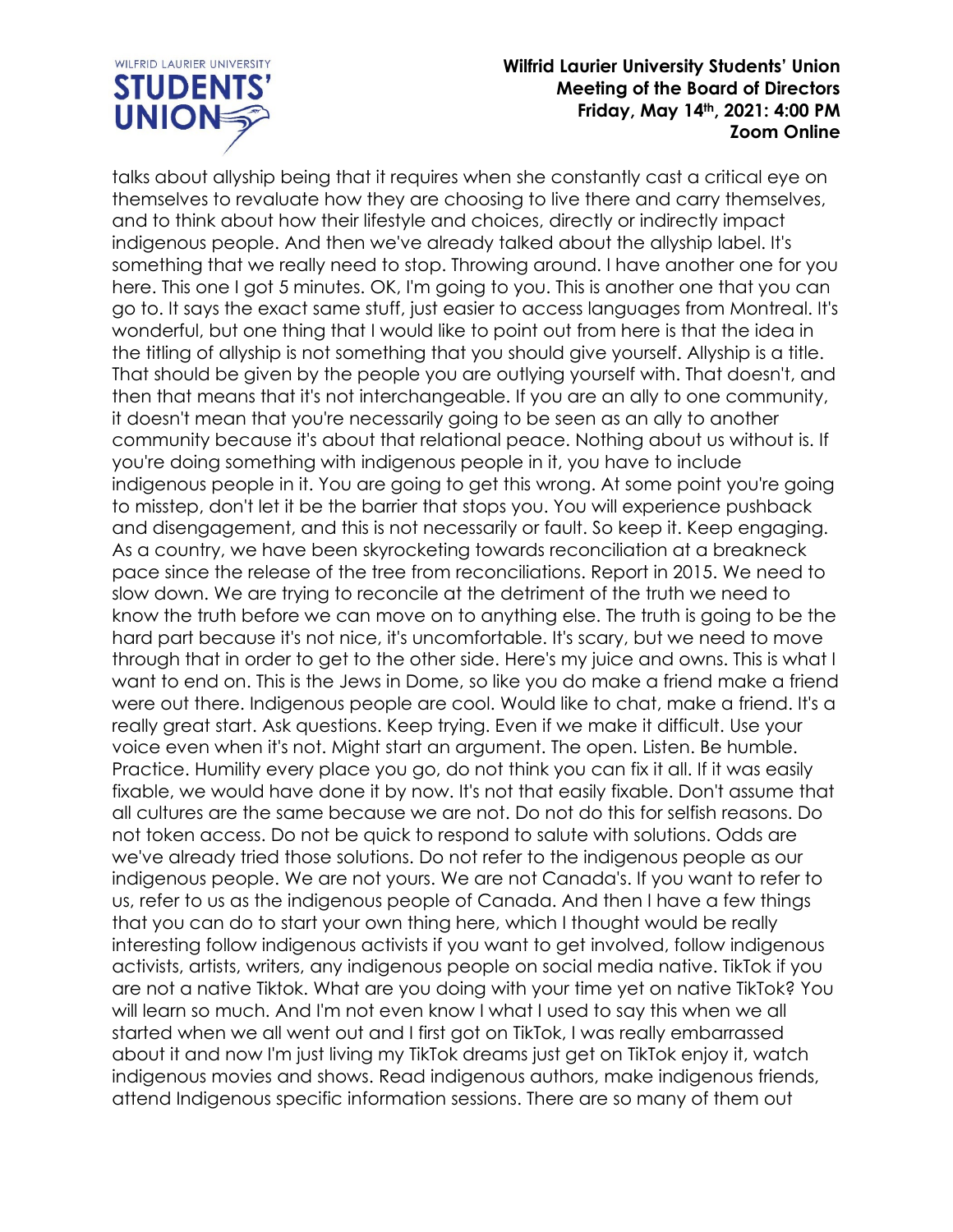talks about allyship being that it requires when she constantly cast a critical eye on themselves to revaluate how they are choosing to live there and carry themselves, and to think about how their lifestyle and choices, directly or indirectly impact indigenous people. And then we've already talked about the allyship label. It's something that we really need to stop. Throwing around. I have another one for you here. This one I got 5 minutes. OK, I'm going to you. This is another one that you can go to. It says the exact same stuff, just easier to access languages from Montreal. It's wonderful, but one thing that I would like to point out from here is that the idea in the titling of allyship is not something that you should give yourself. Allyship is a title. That should be given by the people you are outlying yourself with. That doesn't, and then that means that it's not interchangeable. If you are an ally to one community, it doesn't mean that you're necessarily going to be seen as an ally to another community because it's about that relational peace. Nothing about us without is. If you're doing something with indigenous people in it, you have to include indigenous people in it. You are going to get this wrong. At some point you're going to misstep, don't let it be the barrier that stops you. You will experience pushback and disengagement, and this is not necessarily or fault. So keep it. Keep engaging. As a country, we have been skyrocketing towards reconciliation at a breakneck pace since the release of the tree from reconciliations. Report in 2015. We need to slow down. We are trying to reconcile at the detriment of the truth we need to know the truth before we can move on to anything else. The truth is going to be the hard part because it's not nice, it's uncomfortable. It's scary, but we need to move through that in order to get to the other side. Here's my juice and owns. This is what I want to end on. This is the Jews in Dome, so like you do make a friend make a friend were out there. Indigenous people are cool. Would like to chat, make a friend. It's a really great start. Ask questions. Keep trying. Even if we make it difficult. Use your voice even when it's not. Might start an argument. The open. Listen. Be humble. Practice. Humility every place you go, do not think you can fix it all. If it was easily fixable, we would have done it by now. It's not that easily fixable. Don't assume that all cultures are the same because we are not. Do not do this for selfish reasons. Do not token access. Do not be quick to respond to salute with solutions. Odds are we've already tried those solutions. Do not refer to the indigenous people as our indigenous people. We are not yours. We are not Canada's. If you want to refer to us, refer to us as the indigenous people of Canada. And then I have a few things that you can do to start your own thing here, which I thought would be really interesting follow indigenous activists if you want to get involved, follow indigenous activists, artists, writers, any indigenous people on social media native. TikTok if you are not a native Tiktok. What are you doing with your time yet on native TikTok? You will learn so much. And I'm not even know I what I used to say this when we all started when we all went out and I first got on TikTok, I was really embarrassed about it and now I'm just living my TikTok dreams just get on TikTok enjoy it, watch indigenous movies and shows. Read indigenous authors, make indigenous friends, attend Indigenous specific information sessions. There are so many of them out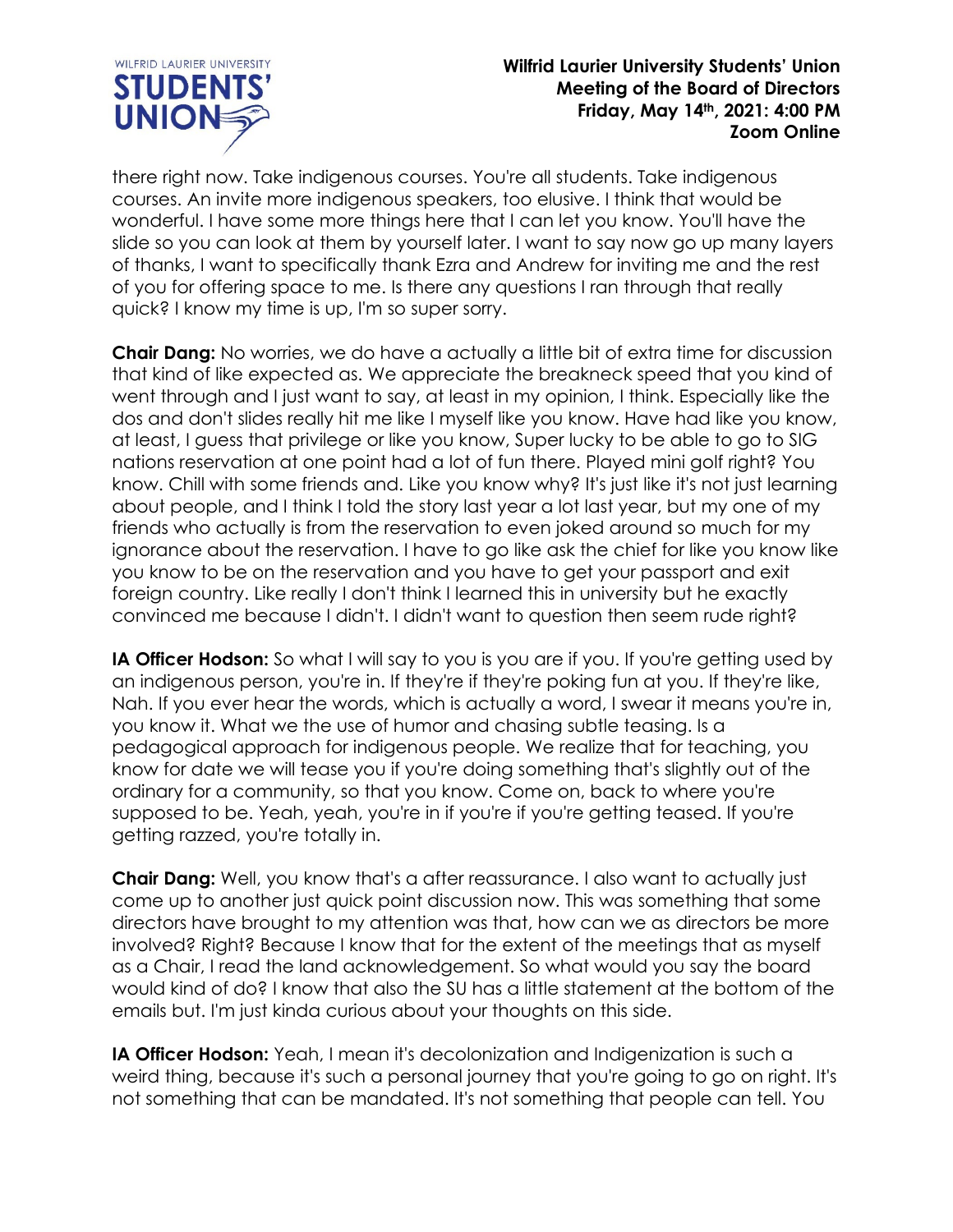there right now. Take indigenous courses. You're all students. Take indigenous courses. An invite more indigenous speakers, too elusive. I think that would be wonderful. I have some more things here that I can let you know. You'll have the slide so you can look at them by yourself later. I want to say now go up many layers of thanks, I want to specifically thank Ezra and Andrew for inviting me and the rest of you for offering space to me. Is there any questions I ran through that really quick? I know my time is up, I'm so super sorry.

**Chair Dang:** No worries, we do have a actually a little bit of extra time for discussion that kind of like expected as. We appreciate the breakneck speed that you kind of went through and I just want to say, at least in my opinion, I think. Especially like the dos and don't slides really hit me like I myself like you know. Have had like you know, at least, I guess that privilege or like you know, Super lucky to be able to go to SIG nations reservation at one point had a lot of fun there. Played mini golf right? You know. Chill with some friends and. Like you know why? It's just like it's not just learning about people, and I think I told the story last year a lot last year, but my one of my friends who actually is from the reservation to even joked around so much for my ignorance about the reservation. I have to go like ask the chief for like you know like you know to be on the reservation and you have to get your passport and exit foreign country. Like really I don't think I learned this in university but he exactly convinced me because I didn't. I didn't want to question then seem rude right?

**IA Officer Hodson:** So what I will say to you is you are if you. If you're getting used by an indigenous person, you're in. If they're if they're poking fun at you. If they're like, Nah. If you ever hear the words, which is actually a word, I swear it means you're in, you know it. What we the use of humor and chasing subtle teasing. Is a pedagogical approach for indigenous people. We realize that for teaching, you know for date we will tease you if you're doing something that's slightly out of the ordinary for a community, so that you know. Come on, back to where you're supposed to be. Yeah, yeah, you're in if you're if you're getting teased. If you're getting razzed, you're totally in.

**Chair Dang:** Well, you know that's a after reassurance. I also want to actually just come up to another just quick point discussion now. This was something that some directors have brought to my attention was that, how can we as directors be more involved? Right? Because I know that for the extent of the meetings that as myself as a Chair, I read the land acknowledgement. So what would you say the board would kind of do? I know that also the SU has a little statement at the bottom of the emails but. I'm just kinda curious about your thoughts on this side.

**IA Officer Hodson:** Yeah, I mean it's decolonization and Indigenization is such a weird thing, because it's such a personal journey that you're going to go on right. It's not something that can be mandated. It's not something that people can tell. You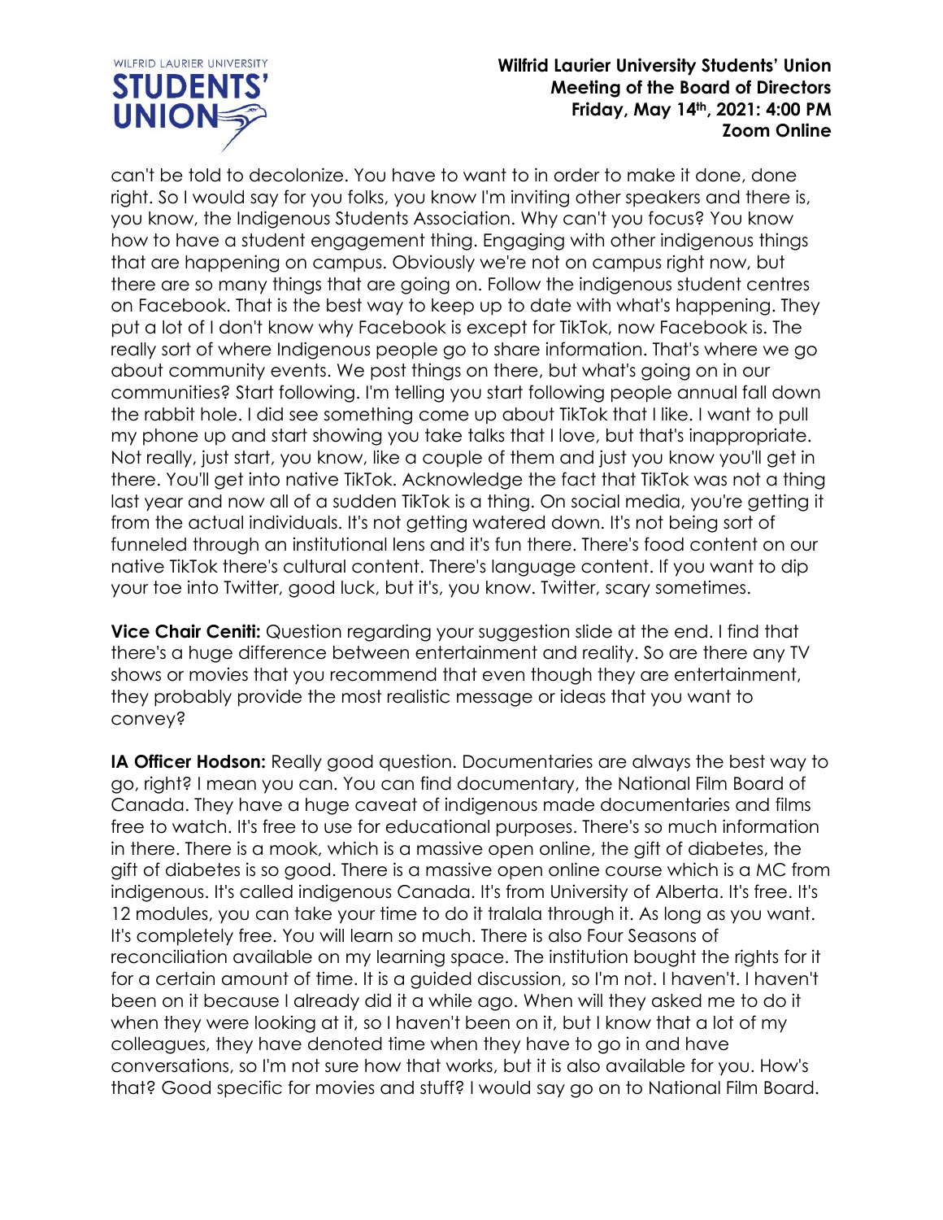can't be told to decolonize. You have to want to in order to make it done, done right. So I would say for you folks, you know I'm inviting other speakers and there is, you know, the Indigenous Students Association. Why can't you focus? You know how to have a student engagement thing. Engaging with other indigenous things that are happening on campus. Obviously we're not on campus right now, but there are so many things that are going on. Follow the indigenous student centres on Facebook. That is the best way to keep up to date with what's happening. They put a lot of I don't know why Facebook is except for TikTok, now Facebook is. The really sort of where Indigenous people go to share information. That's where we go about community events. We post things on there, but what's going on in our communities? Start following. I'm telling you start following people annual fall down the rabbit hole. I did see something come up about TikTok that I like. I want to pull my phone up and start showing you take talks that I love, but that's inappropriate. Not really, just start, you know, like a couple of them and just you know you'll get in there. You'll get into native TikTok. Acknowledge the fact that TikTok was not a thing last year and now all of a sudden TikTok is a thing. On social media, you're getting it from the actual individuals. It's not getting watered down. It's not being sort of funneled through an institutional lens and it's fun there. There's food content on our native TikTok there's cultural content. There's language content. If you want to dip your toe into Twitter, good luck, but it's, you know. Twitter, scary sometimes.

**Vice Chair Ceniti:** Question regarding your suggestion slide at the end. I find that there's a huge difference between entertainment and reality. So are there any TV shows or movies that you recommend that even though they are entertainment, they probably provide the most realistic message or ideas that you want to convey?

**IA Officer Hodson:** Really good question. Documentaries are always the best way to go, right? I mean you can. You can find documentary, the National Film Board of Canada. They have a huge caveat of indigenous made documentaries and films free to watch. It's free to use for educational purposes. There's so much information in there. There is a mook, which is a massive open online, the gift of diabetes, the gift of diabetes is so good. There is a massive open online course which is a MC from indigenous. It's called indigenous Canada. It's from University of Alberta. It's free. It's 12 modules, you can take your time to do it tralala through it. As long as you want. It's completely free. You will learn so much. There is also Four Seasons of reconciliation available on my learning space. The institution bought the rights for it for a certain amount of time. It is a guided discussion, so I'm not. I haven't. I haven't been on it because I already did it a while ago. When will they asked me to do it when they were looking at it, so I haven't been on it, but I know that a lot of my colleagues, they have denoted time when they have to go in and have conversations, so I'm not sure how that works, but it is also available for you. How's that? Good specific for movies and stuff? I would say go on to National Film Board.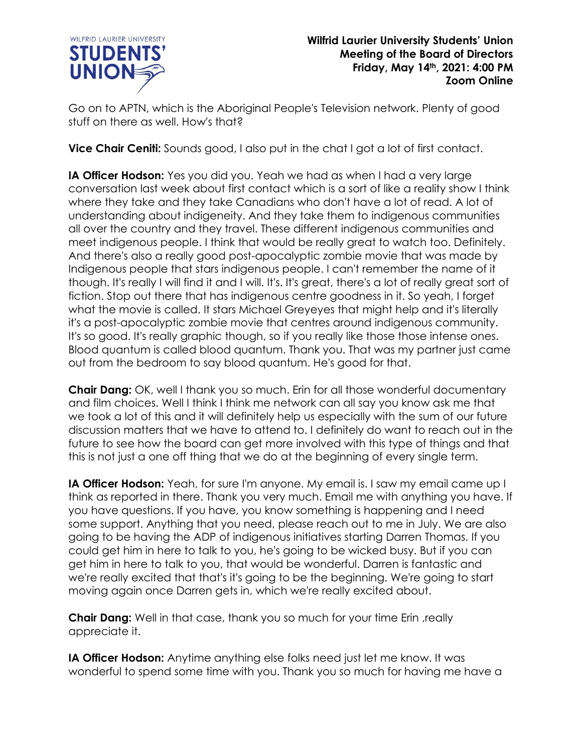Go on to APTN, which is the Aboriginal People's Television network. Plenty of good stuff on there as well. How's that?

**Vice Chair Ceniti:** Sounds good, I also put in the chat I got a lot of first contact.

**IA Officer Hodson:** Yes you did you. Yeah we had as when I had a very large conversation last week about first contact which is a sort of like a reality show I think where they take and they take Canadians who don't have a lot of read. A lot of understanding about indigeneity. And they take them to indigenous communities all over the country and they travel. These different indigenous communities and meet indigenous people. I think that would be really great to watch too. Definitely. And there's also a really good post-apocalyptic zombie movie that was made by Indigenous people that stars indigenous people. I can't remember the name of it though. It's really I will find it and I will. It's. It's great, there's a lot of really great sort of fiction. Stop out there that has indigenous centre goodness in it. So yeah, I forget what the movie is called. It stars Michael Greyeyes that might help and it's literally it's a post-apocalyptic zombie movie that centres around indigenous community. It's so good. It's really graphic though, so if you really like those those intense ones. Blood quantum is called blood quantum. Thank you. That was my partner just came out from the bedroom to say blood quantum. He's good for that.

**Chair Dang:** OK, well I thank you so much. Erin for all those wonderful documentary and film choices. Well I think I think me network can all say you know ask me that we took a lot of this and it will definitely help us especially with the sum of our future discussion matters that we have to attend to. I definitely do want to reach out in the future to see how the board can get more involved with this type of things and that this is not just a one off thing that we do at the beginning of every single term.

**IA Officer Hodson:** Yeah, for sure I'm anyone. My email is. I saw my email came up I think as reported in there. Thank you very much. Email me with anything you have. If you have questions. If you have, you know something is happening and I need some support. Anything that you need, please reach out to me in July. We are also going to be having the ADP of indigenous initiatives starting Darren Thomas. If you could get him in here to talk to you, he's going to be wicked busy. But if you can get him in here to talk to you, that would be wonderful. Darren is fantastic and we're really excited that that's it's going to be the beginning. We're going to start moving again once Darren gets in, which we're really excited about.

**Chair Dang:** Well in that case, thank you so much for your time Erin ,really appreciate it.

**IA Officer Hodson:** Anytime anything else folks need just let me know. It was wonderful to spend some time with you. Thank you so much for having me have a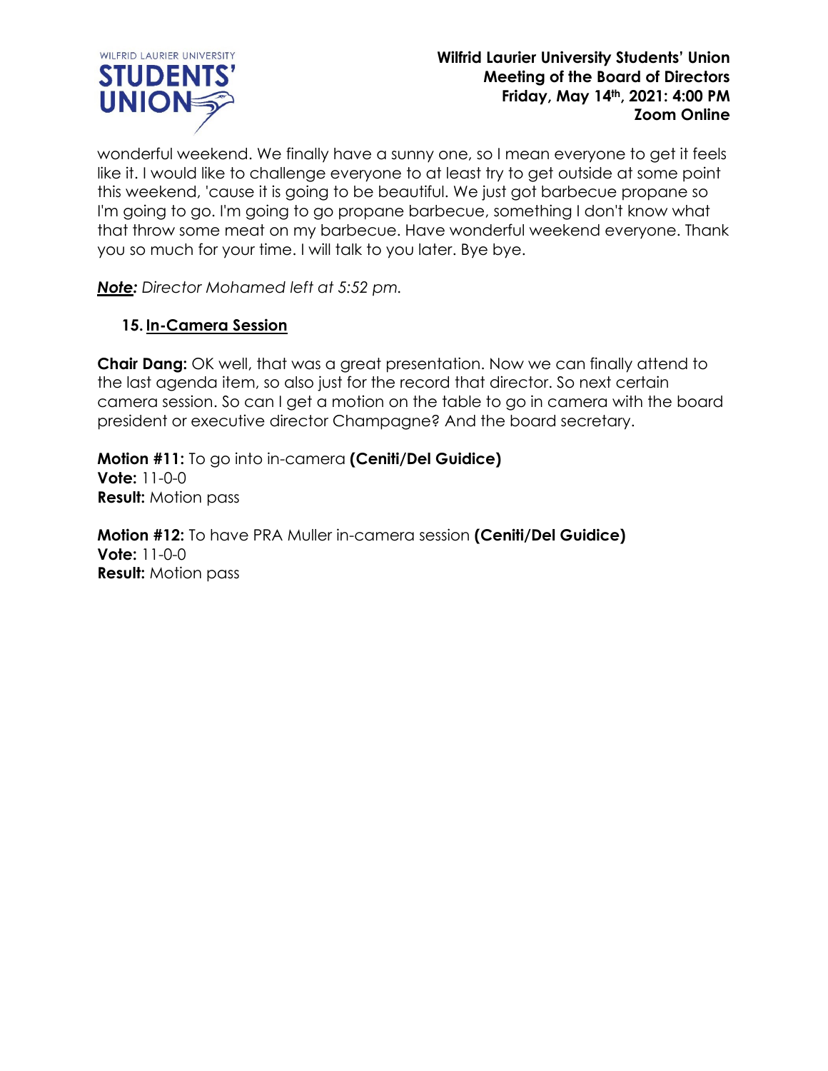wonderful weekend. We finally have a sunny one, so I mean everyone to get it feels like it. I would like to challenge everyone to at least try to get outside at some point this weekend, 'cause it is going to be beautiful. We just got barbecue propane so I'm going to go. I'm going to go propane barbecue, something I don't know what that throw some meat on my barbecue. Have wonderful weekend everyone. Thank you so much for your time. I will talk to you later. Bye bye.

***Note:*** *Director Mohamed left at 5:52 pm.*

## 15. In-Camera Session

**Chair Dang:** OK well, that was a great presentation. Now we can finally attend to the last agenda item, so also just for the record that director. So next certain camera session. So can I get a motion on the table to go in camera with the board president or executive director Champagne? And the board secretary.

**Motion #11:** To go into in-camera **(Ceniti/Del Guidice)**
**Vote:** 11-0-0
**Result:** Motion pass

**Motion #12:** To have PRA Muller in-camera session **(Ceniti/Del Guidice)**
**Vote:** 11-0-0
**Result:** Motion pass